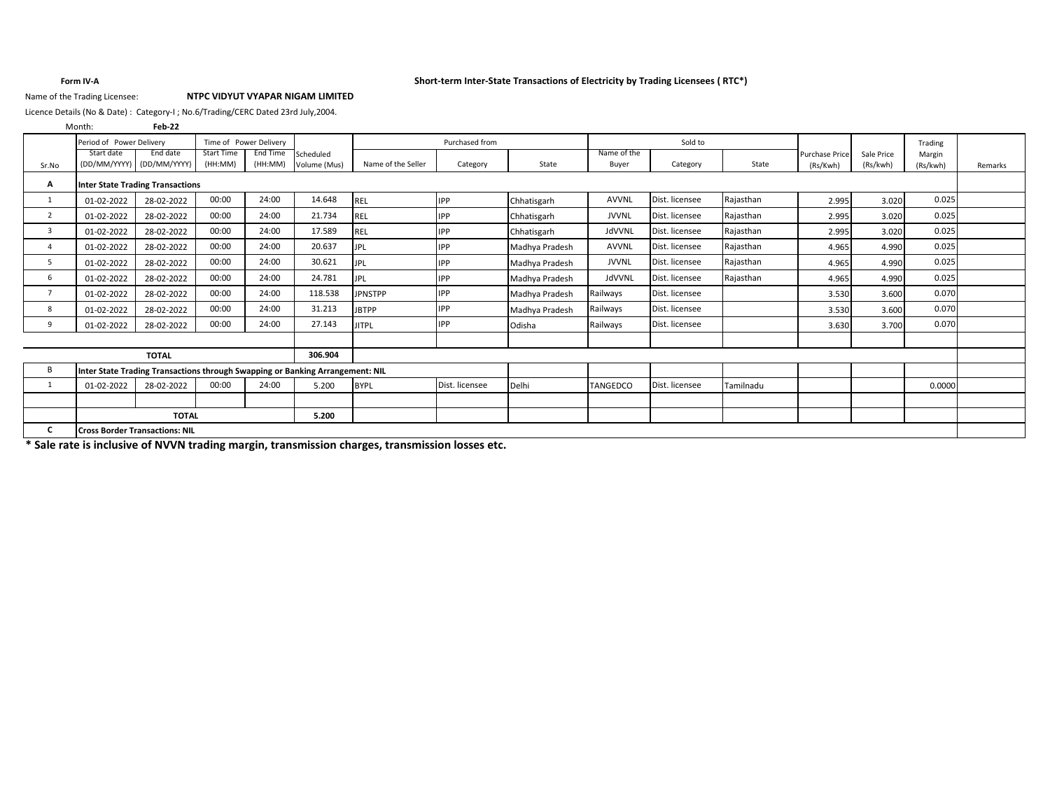**Form IV-A**

**Short-term Inter-State Transactions of Electricity by Trading Licensees ( RTC*)**

Name of the Trading Licensee: **NTPC VIDYUT VYAPAR NIGAM LIMITED**

Licence Details (No & Date) : Category-I ; No.6/Trading/CERC Dated 23rd July,2004.

Month: **Feb-22**

| Sr.No | Period of Power Delivery | | Time of Power Delivery | | Scheduled Volume (Mus) | Purchased from | | | Sold to | | | Purchase Price (Rs/Kwh) | Sale Price (Rs/kwh) | Trading Margin (Rs/kwh) | Remarks |
|---|---|---|---|---|---|---|---|---|---|---|---|---|---|---|---|
| | Start date (DD/MM/YYYY) | End date (DD/MM/YYYY) | Start Time (HH:MM) | End Time (HH:MM) | | Name of the Seller | Category | State | Name of the Buyer | Category | State | | | | |
| **A** | **Inter State Trading Transactions** | | | | | | | | | | | | | | |
| 1 | 01-02-2022 | 28-02-2022 | 00:00 | 24:00 | 14.648 | REL | IPP | Chhatisgarh | AVVNL | Dist. licensee | Rajasthan | 2.995 | 3.020 | 0.025 | |
| 2 | 01-02-2022 | 28-02-2022 | 00:00 | 24:00 | 21.734 | REL | IPP | Chhatisgarh | JVVNL | Dist. licensee | Rajasthan | 2.995 | 3.020 | 0.025 | |
| 3 | 01-02-2022 | 28-02-2022 | 00:00 | 24:00 | 17.589 | REL | IPP | Chhatisgarh | JdVVNL | Dist. licensee | Rajasthan | 2.995 | 3.020 | 0.025 | |
| 4 | 01-02-2022 | 28-02-2022 | 00:00 | 24:00 | 20.637 | JPL | IPP | Madhya Pradesh | AVVNL | Dist. licensee | Rajasthan | 4.965 | 4.990 | 0.025 | |
| 5 | 01-02-2022 | 28-02-2022 | 00:00 | 24:00 | 30.621 | JPL | IPP | Madhya Pradesh | JVVNL | Dist. licensee | Rajasthan | 4.965 | 4.990 | 0.025 | |
| 6 | 01-02-2022 | 28-02-2022 | 00:00 | 24:00 | 24.781 | JPL | IPP | Madhya Pradesh | JdVVNL | Dist. licensee | Rajasthan | 4.965 | 4.990 | 0.025 | |
| 7 | 01-02-2022 | 28-02-2022 | 00:00 | 24:00 | 118.538 | JPNSTPP | IPP | Madhya Pradesh | Railways | Dist. licensee | | 3.530 | 3.600 | 0.070 | |
| 8 | 01-02-2022 | 28-02-2022 | 00:00 | 24:00 | 31.213 | JBTPP | IPP | Madhya Pradesh | Railways | Dist. licensee | | 3.530 | 3.600 | 0.070 | |
| 9 | 01-02-2022 | 28-02-2022 | 00:00 | 24:00 | 27.143 | JITPL | IPP | Odisha | Railways | Dist. licensee | | 3.630 | 3.700 | 0.070 | |
| | | | | | | | | | | | | | | | |
| | **TOTAL** | | | | **306.904** | | | | | | | | | | |
| B | **Inter State Trading Transactions through Swapping or Banking Arrangement: NIL** | | | | | | | | | | | | | | |
| 1 | 01-02-2022 | 28-02-2022 | 00:00 | 24:00 | 5.200 | BYPL | Dist. licensee | Delhi | TANGEDCO | Dist. licensee | Tamilnadu | | | 0.0000 | |
| | | | | | | | | | | | | | | | |
| | **TOTAL** | | | | **5.200** | | | | | | | | | | |
| **C** | **Cross Border Transactions: NIL** | | | | | | | | | | | | | | |

**\* Sale rate is inclusive of NVVN trading margin, transmission charges, transmission losses etc.**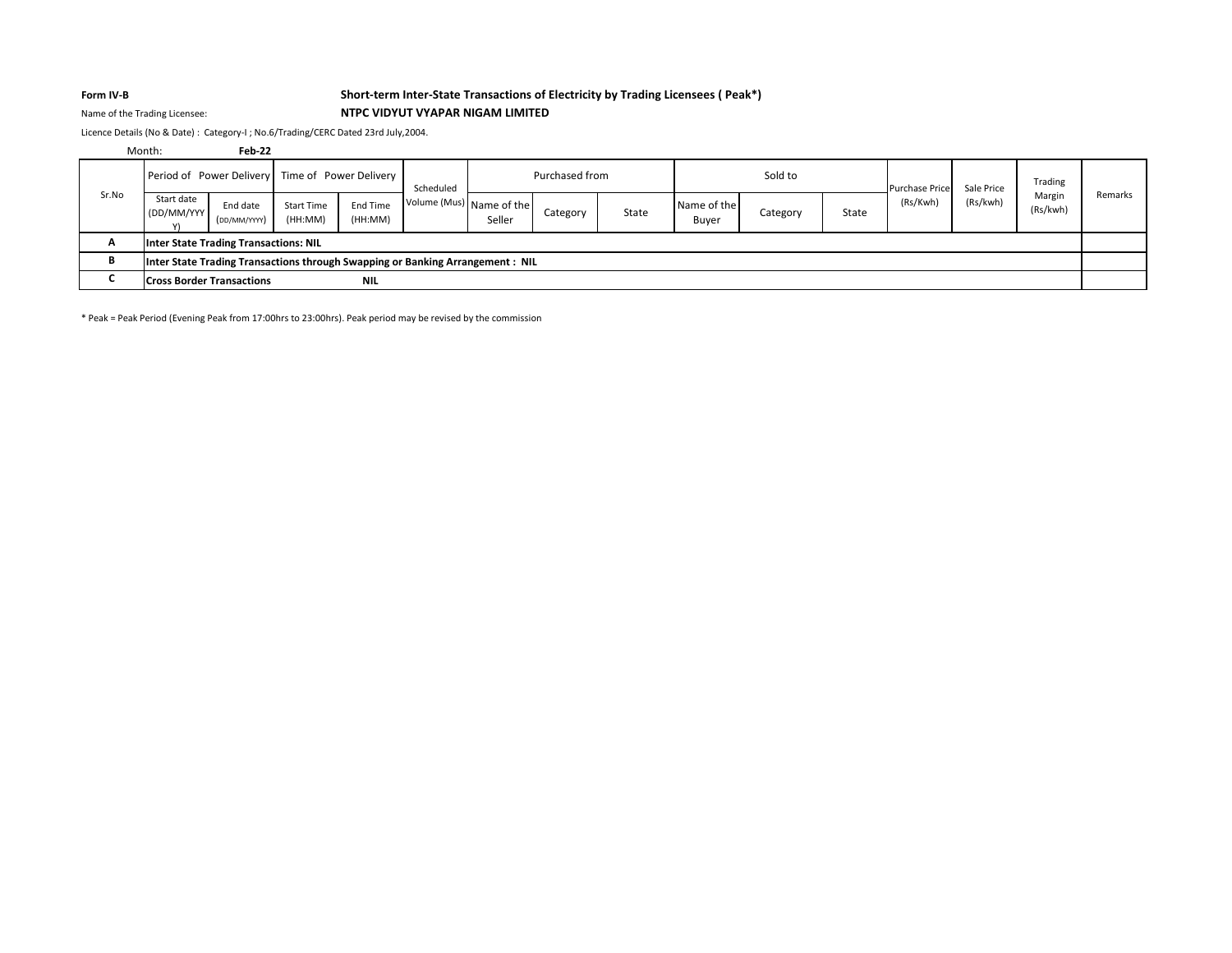**Form IV-B**

## Short-term Inter-State Transactions of Electricity by Trading Licensees ( Peak*)

Name of the Trading Licensee: **NTPC VIDYUT VYAPAR NIGAM LIMITED**

Licence Details (No & Date) : Category-I ; No.6/Trading/CERC Dated 23rd July,2004.

Month: **Feb-22**

| Sr.No | Period of Power Delivery | | Time of Power Delivery | | Scheduled Volume (Mus) | Purchased from | | | Sold to | | | Purchase Price (Rs/Kwh) | Sale Price (Rs/kwh) | Trading Margin (Rs/kwh) | Remarks |
|---|---|---|---|---|---|---|---|---|---|---|---|---|---|---|---|
| | Start date (DD/MM/YYYY) | End date (DD/MM/YYYY) | Start Time (HH:MM) | End Time (HH:MM) | | Name of the Seller | Category | State | Name of the Buyer | Category | State | | | | |
| **A** | **Inter State Trading Transactions: NIL** | | | | | | | | | | | | | | |
| **B** | **Inter State Trading Transactions through Swapping or Banking Arrangement : NIL** | | | | | | | | | | | | | | |
| **C** | **Cross Border Transactions** | | | **NIL** | | | | | | | | | | | |

* Peak = Peak Period (Evening Peak from 17:00hrs to 23:00hrs). Peak period may be revised by the commission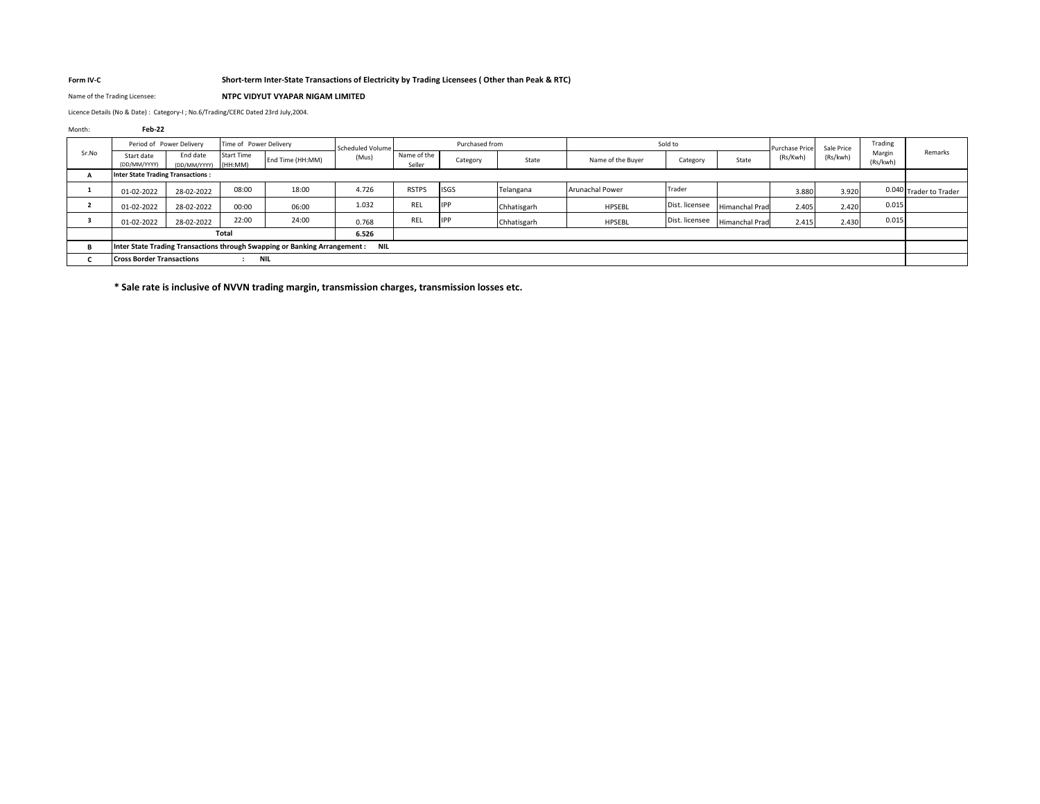**Form IV-C** **Short-term Inter-State Transactions of Electricity by Trading Licensees ( Other than Peak & RTC)**

Name of the Trading Licensee: **NTPC VIDYUT VYAPAR NIGAM LIMITED**

Licence Details (No & Date) : Category-I ; No.6/Trading/CERC Dated 23rd July,2004.

Month: **Feb-22**

| Sr.No | Period of Power Delivery | | Time of Power Delivery | | Scheduled Volume (Mus) | Purchased from | | | Sold to | | | Purchase Price (Rs/Kwh) | Sale Price (Rs/kwh) | Trading Margin (Rs/kwh) | Remarks |
|---|---|---|---|---|---|---|---|---|---|---|---|---|---|---|---|
| | Start date (DD/MM/YYYY) | End date (DD/MM/YYYY) | Start Time (HH:MM) | End Time (HH:MM) | | Name of the Seller | Category | State | Name of the Buyer | Category | State | | | | |
| **A** | **Inter State Trading Transactions :** | | | | | | | | | | | | | | |
| **1** | 01-02-2022 | 28-02-2022 | 08:00 | 18:00 | 4.726 | RSTPS | ISGS | Telangana | Arunachal Power | Trader | | 3.880 | 3.920 | 0.040 | Trader to Trader |
| **2** | 01-02-2022 | 28-02-2022 | 00:00 | 06:00 | 1.032 | REL | IPP | Chhatisgarh | HPSEBL | Dist. licensee | Himanchal Prad | 2.405 | 2.420 | 0.015 | |
| **3** | 01-02-2022 | 28-02-2022 | 22:00 | 24:00 | 0.768 | REL | IPP | Chhatisgarh | HPSEBL | Dist. licensee | Himanchal Prad | 2.415 | 2.430 | 0.015 | |
| | **Total** | | | | **6.526** | | | | | | | | | | |
| **B** | **Inter State Trading Transactions through Swapping or Banking Arrangement : NIL** | | | | | | | | | | | | | | |
| **C** | **Cross Border Transactions : NIL** | | | | | | | | | | | | | | |

**\* Sale rate is inclusive of NVVN trading margin, transmission charges, transmission losses etc.**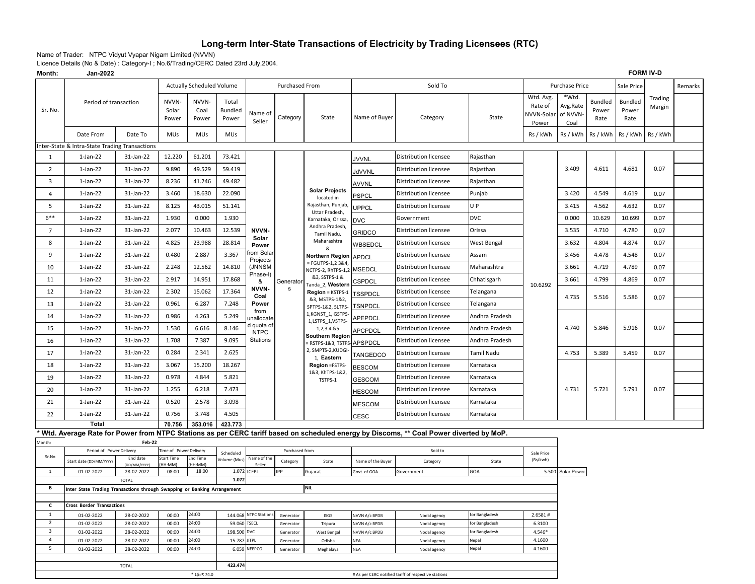# Long-term Inter-State Transactions of Electricity by Trading Licensees (RTC)

Name of Trader: NTPC Vidyut Vyapar Nigam Limited (NVVN)

Licence Details (No & Date) : Category-I ; No.6/Trading/CERC Dated 23rd July,2004.

**Month:** **Jan-2022**

**FORM IV-D**

| Sr. No. | Period of transaction | | Actually Scheduled Volume | | | Purchased From | | | Sold To | | | Purchase Price | | | Sale Price | Trading Margin | Remarks |
|---|---|---|---|---|---|---|---|---|---|---|---|---|---|---|---|---|---|
| | | | NVVN-Solar Power | NVVN-Coal Power | Total Bundled Power | Name of Seller | Category | State | Name of Buyer | Category | State | Wtd. Avg. Rate of NVVN-Solar Power | *Wtd. Avg.Rate of NVVN-Coal | Bundled Power Rate | Bundled Power Rate | | |
| | Date From | Date To | MUs | MUs | MUs | | | | | | | Rs / kWh | Rs / kWh | Rs / kWh | Rs / kWh | Rs / kWh | |
| Inter-State & Intra-State Trading Transactions | | | | | | | | | | | | | | | | | |
| 1 | 1-Jan-22 | 31-Jan-22 | 12.220 | 61.201 | 73.421 | NVVN-Solar Power from Solar Projects (JNNSM Phase-I) & NVVN-Coal Power from unallocated quota of NTPC Stations | Generators | Solar Projects located in Rajasthan, Punjab, Uttar Pradesh, Karnataka, Orissa, Andhra Pradesh, Tamil Nadu, Maharashtra & **Northern Region** = FGUTPS-1,2 3&4, NCTPS-2, RhTPS-1,2 &3, SSTPS-1 & Tanda_2, **Western Region** = KSTPS-1 &3, MSTPS-1&2, SPTPS-1&2, SLTPS-1,KGNST_1, GSTPS-1,LSTPS_1,VSTPS-1,2,3 4 &5 **Southern Region** = RSTPS-1&3, TSTPS-2, SMPTS-2,KUDGI-1, **Eastern Region** =FSTPS-1&3, KhTPS-1&2, TSTPS-1 | JVVNL | Distribution licensee | Rajasthan | 10.6292 | 3.409 | 4.611 | 4.681 | 0.07 | |
| 2 | 1-Jan-22 | 31-Jan-22 | 9.890 | 49.529 | 59.419 | | | | JdVVNL | Distribution licensee | Rajasthan | | | | | | |
| 3 | 1-Jan-22 | 31-Jan-22 | 8.236 | 41.246 | 49.482 | | | | AVVNL | Distribution licensee | Rajasthan | | | | | | |
| 4 | 1-Jan-22 | 31-Jan-22 | 3.460 | 18.630 | 22.090 | | | | PSPCL | Distribution licensee | Punjab | | 3.420 | 4.549 | 4.619 | 0.07 | |
| 5 | 1-Jan-22 | 31-Jan-22 | 8.125 | 43.015 | 51.141 | | | | UPPCL | Distribution licensee | U P | | 3.415 | 4.562 | 4.632 | 0.07 | |
| 6** | 1-Jan-22 | 31-Jan-22 | 1.930 | 0.000 | 1.930 | | | | DVC | Government | DVC | | 0.000 | 10.629 | 10.699 | 0.07 | |
| 7 | 1-Jan-22 | 31-Jan-22 | 2.077 | 10.463 | 12.539 | | | | GRIDCO | Distribution licensee | Orissa | | 3.535 | 4.710 | 4.780 | 0.07 | |
| 8 | 1-Jan-22 | 31-Jan-22 | 4.825 | 23.988 | 28.814 | | | | WBSEDCL | Distribution licensee | West Bengal | | 3.632 | 4.804 | 4.874 | 0.07 | |
| 9 | 1-Jan-22 | 31-Jan-22 | 0.480 | 2.887 | 3.367 | | | | APDCL | Distribution licensee | Assam | | 3.456 | 4.478 | 4.548 | 0.07 | |
| 10 | 1-Jan-22 | 31-Jan-22 | 2.248 | 12.562 | 14.810 | | | | MSEDCL | Distribution licensee | Maharashtra | | 3.661 | 4.719 | 4.789 | 0.07 | |
| 11 | 1-Jan-22 | 31-Jan-22 | 2.917 | 14.951 | 17.868 | | | | CSPDCL | Distribution licensee | Chhatisgarh | | 3.661 | 4.799 | 4.869 | 0.07 | |
| 12 | 1-Jan-22 | 31-Jan-22 | 2.302 | 15.062 | 17.364 | | | | TSSPDCL | Distribution licensee | Telangana | | 4.735 | 5.516 | 5.586 | 0.07 | |
| 13 | 1-Jan-22 | 31-Jan-22 | 0.961 | 6.287 | 7.248 | | | | TSNPDCL | Distribution licensee | Telangana | | | | | | |
| 14 | 1-Jan-22 | 31-Jan-22 | 0.986 | 4.263 | 5.249 | | | | APEPDCL | Distribution licensee | Andhra Pradesh | | 4.740 | 5.846 | 5.916 | 0.07 | |
| 15 | 1-Jan-22 | 31-Jan-22 | 1.530 | 6.616 | 8.146 | | | | APCPDCL | Distribution licensee | Andhra Pradesh | | | | | | |
| 16 | 1-Jan-22 | 31-Jan-22 | 1.708 | 7.387 | 9.095 | | | | APSPDCL | Distribution licensee | Andhra Pradesh | | | | | | |
| 17 | 1-Jan-22 | 31-Jan-22 | 0.284 | 2.341 | 2.625 | | | | TANGEDCO | Distribution licensee | Tamil Nadu | | 4.753 | 5.389 | 5.459 | 0.07 | |
| 18 | 1-Jan-22 | 31-Jan-22 | 3.067 | 15.200 | 18.267 | | | | BESCOM | Distribution licensee | Karnataka | | 4.731 | 5.721 | 5.791 | 0.07 | |
| 19 | 1-Jan-22 | 31-Jan-22 | 0.978 | 4.844 | 5.821 | | | | GESCOM | Distribution licensee | Karnataka | | | | | | |
| 20 | 1-Jan-22 | 31-Jan-22 | 1.255 | 6.218 | 7.473 | | | | HESCOM | Distribution licensee | Karnataka | | | | | | |
| 21 | 1-Jan-22 | 31-Jan-22 | 0.520 | 2.578 | 3.098 | | | | MESCOM | Distribution licensee | Karnataka | | | | | | |
| 22 | 1-Jan-22 | 31-Jan-22 | 0.756 | 3.748 | 4.505 | | | | CESC | Distribution licensee | Karnataka | | | | | | |
| | **Total** | | **70.756** | **353.016** | **423.773** | | | | | | | | | | | | |

**\* Wtd. Average Rate for Power from NTPC Stations as per CERC tariff based on scheduled energy by Discoms, \*\* Coal Power diverted by MoP.**

Month: **Feb-22**

| Sr.No | Period of Power Delivery | | Time of Power Delivery | | Scheduled Volume (Mus) | Purchased from | | | Sold to | | | Sale Price (Rs/kwh) | |
|---|---|---|---|---|---|---|---|---|---|---|---|---|---|
| | Start date (DD/MM/YYYY) | End date (DD/MM/YYYY) | Start Time (HH:MM) | End Time (HH:MM) | | Name of the Seller | Category | State | Name of the Buyer | Category | State | | |
| 1 | 01-02-2022 | 28-02-2022 | 08:00 | 18:00 | 1.072 | JCFPL | IPP | Gujarat | Govt. of GOA | Government | GOA | 5.500 | Solar Power |
| | TOTAL | | | | 1.072 | | | | | | | | |
| **B** | **Inter State Trading Transactions through Swapping or Banking Arrangement** | | | | | | | NIL | | | | | |
| | | | | | | | | | | | | | |
| **C** | **Cross Border Transactions** | | | | | | | | | | | | |
| 1 | 01-02-2022 | 28-02-2022 | 00:00 | 24:00 | 144.068 | NTPC Stations | Generator | ISGS | NVVN A/c BPDB | Nodal agency | for Bangladesh | 2.6581 # | |
| 2 | 01-02-2022 | 28-02-2022 | 00:00 | 24:00 | 59.060 | TSECL | Generator | Tripura | NVVN A/c BPDB | Nodal agency | for Bangladesh | 6.3100 | |
| 3 | 01-02-2022 | 28-02-2022 | 00:00 | 24:00 | 198.500 | DVC | Generator | West Bengal | NVVN A/c BPDB | Nodal agency | for Bangladesh | 4.546* | |
| 4 | 01-02-2022 | 28-02-2022 | 00:00 | 24:00 | 15.787 | JITPL | Generator | Odisha | NEA | Nodal agency | Nepal | 4.1600 | |
| 5 | 01-02-2022 | 28-02-2022 | 00:00 | 24:00 | 6.059 | NEEPCO | Generator | Meghalaya | NEA | Nodal agency | Nepal | 4.1600 | |
| | | | | | | | | | | | | | |
| | TOTAL | | | | 423.474 | | | | | | | | |
| | | | * 1$=₹ 74.0 | | | | | | # As per CERC notified tariff of respective stations | | | | |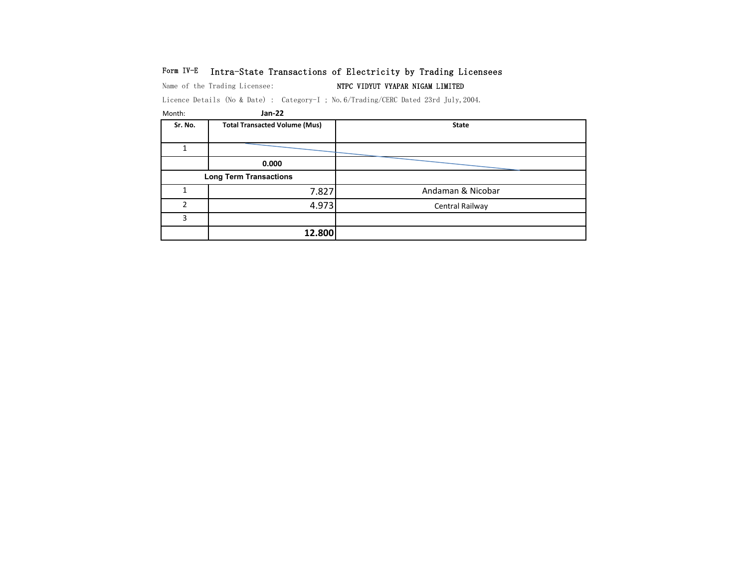Form IV-E **Intra-State Transactions of Electricity by Trading Licensees**

Name of the Trading Licensee: NTPC VIDYUT VYAPAR NIGAM LIMITED

Licence Details (No & Date) : Category-I ; No.6/Trading/CERC Dated 23rd July,2004.

Month: **Jan-22**

| Sr. No. | Total Transacted Volume (Mus) | State |
|---|---|---|
| 1 | | |
| | **0.000** | |
| **Long Term Transactions** | | |
| 1 | 7.827 | Andaman & Nicobar |
| 2 | 4.973 | Central Railway |
| 3 | | |
| | **12.800** | |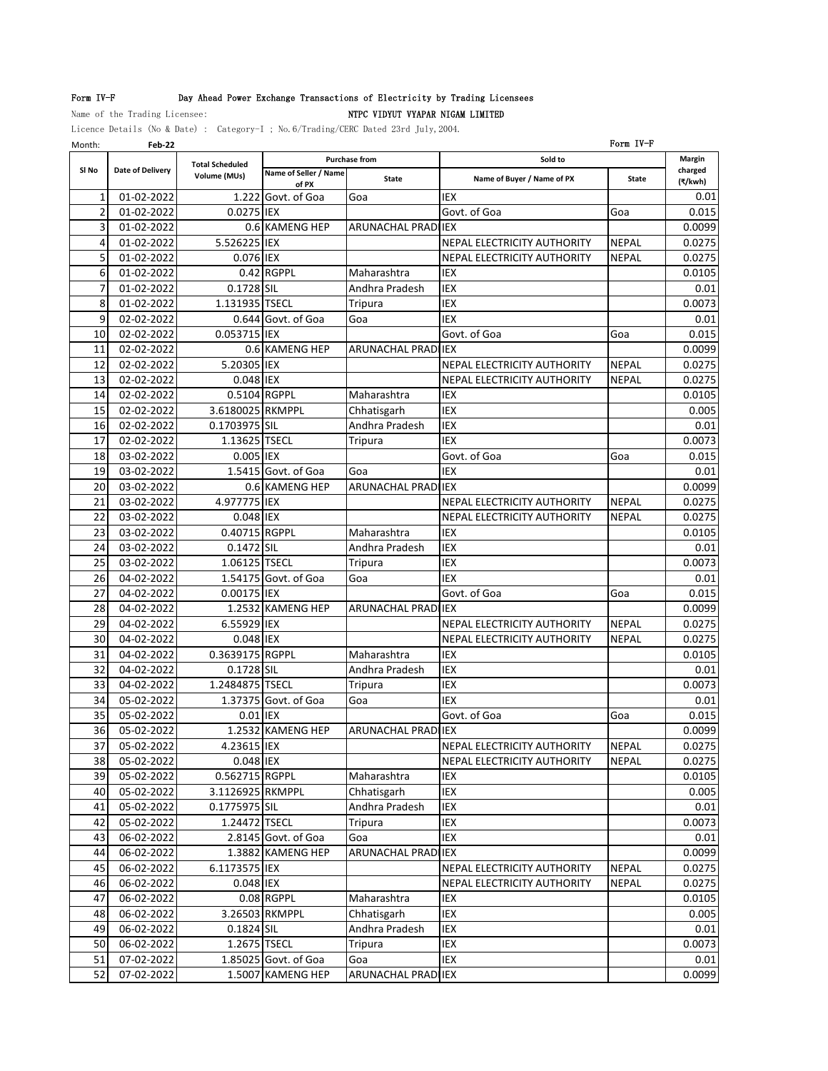Form IV-F Day Ahead Power Exchange Transactions of Electricity by Trading Licensees

Name of the Trading Licensee: NTPC VIDYUT VYAPAR NIGAM LIMITED

Licence Details (No & Date) : Category-I ; No.6/Trading/CERC Dated 23rd July,2004.

Month: **Feb-22** Form IV-F

| Sl No | Date of Delivery | Total Scheduled Volume (MUs) | Purchase from | | Sold to | | Margin charged (₹/kwh) |
|---|---|---|---|---|---|---|---|
| | | | Name of Seller / Name of PX | State | Name of Buyer / Name of PX | State | |
| 1 | 01-02-2022 | 1.222 | Govt. of Goa | Goa | IEX | | 0.01 |
| 2 | 01-02-2022 | 0.0275 | IEX | | Govt. of Goa | Goa | 0.015 |
| 3 | 01-02-2022 | 0.6 | KAMENG HEP | ARUNACHAL PRADI | IEX | | 0.0099 |
| 4 | 01-02-2022 | 5.526225 | IEX | | NEPAL ELECTRICITY AUTHORITY | NEPAL | 0.0275 |
| 5 | 01-02-2022 | 0.076 | IEX | | NEPAL ELECTRICITY AUTHORITY | NEPAL | 0.0275 |
| 6 | 01-02-2022 | 0.42 | RGPPL | Maharashtra | IEX | | 0.0105 |
| 7 | 01-02-2022 | 0.1728 | SIL | Andhra Pradesh | IEX | | 0.01 |
| 8 | 01-02-2022 | 1.131935 | TSECL | Tripura | IEX | | 0.0073 |
| 9 | 02-02-2022 | 0.644 | Govt. of Goa | Goa | IEX | | 0.01 |
| 10 | 02-02-2022 | 0.053715 | IEX | | Govt. of Goa | Goa | 0.015 |
| 11 | 02-02-2022 | 0.6 | KAMENG HEP | ARUNACHAL PRADI | IEX | | 0.0099 |
| 12 | 02-02-2022 | 5.20305 | IEX | | NEPAL ELECTRICITY AUTHORITY | NEPAL | 0.0275 |
| 13 | 02-02-2022 | 0.048 | IEX | | NEPAL ELECTRICITY AUTHORITY | NEPAL | 0.0275 |
| 14 | 02-02-2022 | 0.5104 | RGPPL | Maharashtra | IEX | | 0.0105 |
| 15 | 02-02-2022 | 3.6180025 | RKMPPL | Chhatisgarh | IEX | | 0.005 |
| 16 | 02-02-2022 | 0.1703975 | SIL | Andhra Pradesh | IEX | | 0.01 |
| 17 | 02-02-2022 | 1.13625 | TSECL | Tripura | IEX | | 0.0073 |
| 18 | 03-02-2022 | 0.005 | IEX | | Govt. of Goa | Goa | 0.015 |
| 19 | 03-02-2022 | 1.5415 | Govt. of Goa | Goa | IEX | | 0.01 |
| 20 | 03-02-2022 | 0.6 | KAMENG HEP | ARUNACHAL PRADI | IEX | | 0.0099 |
| 21 | 03-02-2022 | 4.977775 | IEX | | NEPAL ELECTRICITY AUTHORITY | NEPAL | 0.0275 |
| 22 | 03-02-2022 | 0.048 | IEX | | NEPAL ELECTRICITY AUTHORITY | NEPAL | 0.0275 |
| 23 | 03-02-2022 | 0.40715 | RGPPL | Maharashtra | IEX | | 0.0105 |
| 24 | 03-02-2022 | 0.1472 | SIL | Andhra Pradesh | IEX | | 0.01 |
| 25 | 03-02-2022 | 1.06125 | TSECL | Tripura | IEX | | 0.0073 |
| 26 | 04-02-2022 | 1.54175 | Govt. of Goa | Goa | IEX | | 0.01 |
| 27 | 04-02-2022 | 0.00175 | IEX | | Govt. of Goa | Goa | 0.015 |
| 28 | 04-02-2022 | 1.2532 | KAMENG HEP | ARUNACHAL PRADI | IEX | | 0.0099 |
| 29 | 04-02-2022 | 6.55929 | IEX | | NEPAL ELECTRICITY AUTHORITY | NEPAL | 0.0275 |
| 30 | 04-02-2022 | 0.048 | IEX | | NEPAL ELECTRICITY AUTHORITY | NEPAL | 0.0275 |
| 31 | 04-02-2022 | 0.3639175 | RGPPL | Maharashtra | IEX | | 0.0105 |
| 32 | 04-02-2022 | 0.1728 | SIL | Andhra Pradesh | IEX | | 0.01 |
| 33 | 04-02-2022 | 1.2484875 | TSECL | Tripura | IEX | | 0.0073 |
| 34 | 05-02-2022 | 1.37375 | Govt. of Goa | Goa | IEX | | 0.01 |
| 35 | 05-02-2022 | 0.01 | IEX | | Govt. of Goa | Goa | 0.015 |
| 36 | 05-02-2022 | 1.2532 | KAMENG HEP | ARUNACHAL PRADI | IEX | | 0.0099 |
| 37 | 05-02-2022 | 4.23615 | IEX | | NEPAL ELECTRICITY AUTHORITY | NEPAL | 0.0275 |
| 38 | 05-02-2022 | 0.048 | IEX | | NEPAL ELECTRICITY AUTHORITY | NEPAL | 0.0275 |
| 39 | 05-02-2022 | 0.562715 | RGPPL | Maharashtra | IEX | | 0.0105 |
| 40 | 05-02-2022 | 3.1126925 | RKMPPL | Chhatisgarh | IEX | | 0.005 |
| 41 | 05-02-2022 | 0.1775975 | SIL | Andhra Pradesh | IEX | | 0.01 |
| 42 | 05-02-2022 | 1.24472 | TSECL | Tripura | IEX | | 0.0073 |
| 43 | 06-02-2022 | 2.8145 | Govt. of Goa | Goa | IEX | | 0.01 |
| 44 | 06-02-2022 | 1.3882 | KAMENG HEP | ARUNACHAL PRADI | IEX | | 0.0099 |
| 45 | 06-02-2022 | 6.1173575 | IEX | | NEPAL ELECTRICITY AUTHORITY | NEPAL | 0.0275 |
| 46 | 06-02-2022 | 0.048 | IEX | | NEPAL ELECTRICITY AUTHORITY | NEPAL | 0.0275 |
| 47 | 06-02-2022 | 0.08 | RGPPL | Maharashtra | IEX | | 0.0105 |
| 48 | 06-02-2022 | 3.26503 | RKMPPL | Chhatisgarh | IEX | | 0.005 |
| 49 | 06-02-2022 | 0.1824 | SIL | Andhra Pradesh | IEX | | 0.01 |
| 50 | 06-02-2022 | 1.2675 | TSECL | Tripura | IEX | | 0.0073 |
| 51 | 07-02-2022 | 1.85025 | Govt. of Goa | Goa | IEX | | 0.01 |
| 52 | 07-02-2022 | 1.5007 | KAMENG HEP | ARUNACHAL PRADI | IEX | | 0.0099 |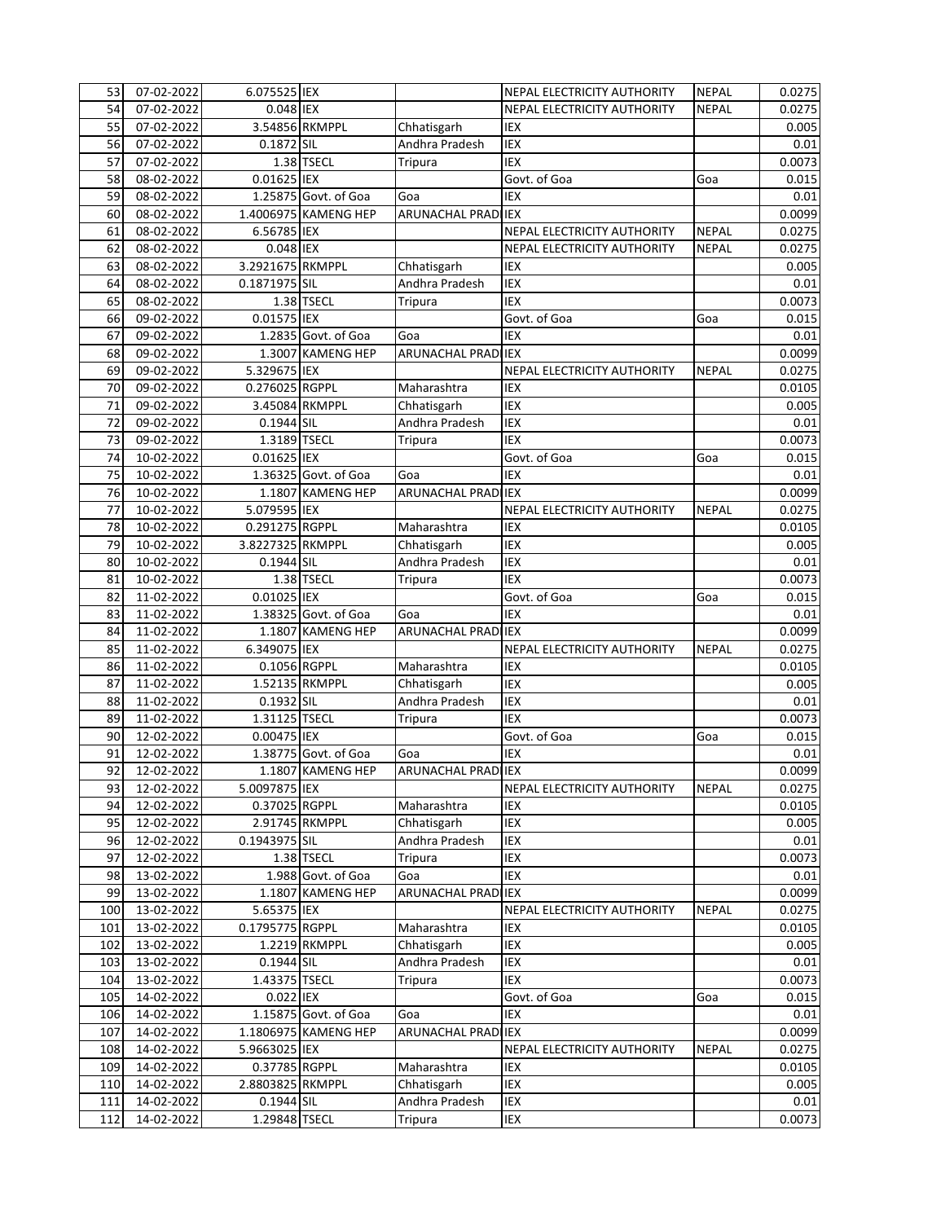| 53 | 07-02-2022 | 6.075525 | IEX | | NEPAL ELECTRICITY AUTHORITY | NEPAL | 0.0275 |
|---|---|---|---|---|---|---|---|
| 54 | 07-02-2022 | 0.048 | IEX | | NEPAL ELECTRICITY AUTHORITY | NEPAL | 0.0275 |
| 55 | 07-02-2022 | 3.54856 | RKMPPL | Chhatisgarh | IEX | | 0.005 |
| 56 | 07-02-2022 | 0.1872 | SIL | Andhra Pradesh | IEX | | 0.01 |
| 57 | 07-02-2022 | 1.38 | TSECL | Tripura | IEX | | 0.0073 |
| 58 | 08-02-2022 | 0.01625 | IEX | | Govt. of Goa | Goa | 0.015 |
| 59 | 08-02-2022 | 1.25875 | Govt. of Goa | Goa | IEX | | 0.01 |
| 60 | 08-02-2022 | 1.4006975 | KAMENG HEP | ARUNACHAL PRADI | IEX | | 0.0099 |
| 61 | 08-02-2022 | 6.56785 | IEX | | NEPAL ELECTRICITY AUTHORITY | NEPAL | 0.0275 |
| 62 | 08-02-2022 | 0.048 | IEX | | NEPAL ELECTRICITY AUTHORITY | NEPAL | 0.0275 |
| 63 | 08-02-2022 | 3.2921675 | RKMPPL | Chhatisgarh | IEX | | 0.005 |
| 64 | 08-02-2022 | 0.1871975 | SIL | Andhra Pradesh | IEX | | 0.01 |
| 65 | 08-02-2022 | 1.38 | TSECL | Tripura | IEX | | 0.0073 |
| 66 | 09-02-2022 | 0.01575 | IEX | | Govt. of Goa | Goa | 0.015 |
| 67 | 09-02-2022 | 1.2835 | Govt. of Goa | Goa | IEX | | 0.01 |
| 68 | 09-02-2022 | 1.3007 | KAMENG HEP | ARUNACHAL PRADI | IEX | | 0.0099 |
| 69 | 09-02-2022 | 5.329675 | IEX | | NEPAL ELECTRICITY AUTHORITY | NEPAL | 0.0275 |
| 70 | 09-02-2022 | 0.276025 | RGPPL | Maharashtra | IEX | | 0.0105 |
| 71 | 09-02-2022 | 3.45084 | RKMPPL | Chhatisgarh | IEX | | 0.005 |
| 72 | 09-02-2022 | 0.1944 | SIL | Andhra Pradesh | IEX | | 0.01 |
| 73 | 09-02-2022 | 1.3189 | TSECL | Tripura | IEX | | 0.0073 |
| 74 | 10-02-2022 | 0.01625 | IEX | | Govt. of Goa | Goa | 0.015 |
| 75 | 10-02-2022 | 1.36325 | Govt. of Goa | Goa | IEX | | 0.01 |
| 76 | 10-02-2022 | 1.1807 | KAMENG HEP | ARUNACHAL PRADI | IEX | | 0.0099 |
| 77 | 10-02-2022 | 5.079595 | IEX | | NEPAL ELECTRICITY AUTHORITY | NEPAL | 0.0275 |
| 78 | 10-02-2022 | 0.291275 | RGPPL | Maharashtra | IEX | | 0.0105 |
| 79 | 10-02-2022 | 3.8227325 | RKMPPL | Chhatisgarh | IEX | | 0.005 |
| 80 | 10-02-2022 | 0.1944 | SIL | Andhra Pradesh | IEX | | 0.01 |
| 81 | 10-02-2022 | 1.38 | TSECL | Tripura | IEX | | 0.0073 |
| 82 | 11-02-2022 | 0.01025 | IEX | | Govt. of Goa | Goa | 0.015 |
| 83 | 11-02-2022 | 1.38325 | Govt. of Goa | Goa | IEX | | 0.01 |
| 84 | 11-02-2022 | 1.1807 | KAMENG HEP | ARUNACHAL PRADI | IEX | | 0.0099 |
| 85 | 11-02-2022 | 6.349075 | IEX | | NEPAL ELECTRICITY AUTHORITY | NEPAL | 0.0275 |
| 86 | 11-02-2022 | 0.1056 | RGPPL | Maharashtra | IEX | | 0.0105 |
| 87 | 11-02-2022 | 1.52135 | RKMPPL | Chhatisgarh | IEX | | 0.005 |
| 88 | 11-02-2022 | 0.1932 | SIL | Andhra Pradesh | IEX | | 0.01 |
| 89 | 11-02-2022 | 1.31125 | TSECL | Tripura | IEX | | 0.0073 |
| 90 | 12-02-2022 | 0.00475 | IEX | | Govt. of Goa | Goa | 0.015 |
| 91 | 12-02-2022 | 1.38775 | Govt. of Goa | Goa | IEX | | 0.01 |
| 92 | 12-02-2022 | 1.1807 | KAMENG HEP | ARUNACHAL PRADI | IEX | | 0.0099 |
| 93 | 12-02-2022 | 5.0097875 | IEX | | NEPAL ELECTRICITY AUTHORITY | NEPAL | 0.0275 |
| 94 | 12-02-2022 | 0.37025 | RGPPL | Maharashtra | IEX | | 0.0105 |
| 95 | 12-02-2022 | 2.91745 | RKMPPL | Chhatisgarh | IEX | | 0.005 |
| 96 | 12-02-2022 | 0.1943975 | SIL | Andhra Pradesh | IEX | | 0.01 |
| 97 | 12-02-2022 | 1.38 | TSECL | Tripura | IEX | | 0.0073 |
| 98 | 13-02-2022 | 1.988 | Govt. of Goa | Goa | IEX | | 0.01 |
| 99 | 13-02-2022 | 1.1807 | KAMENG HEP | ARUNACHAL PRADI | IEX | | 0.0099 |
| 100 | 13-02-2022 | 5.65375 | IEX | | NEPAL ELECTRICITY AUTHORITY | NEPAL | 0.0275 |
| 101 | 13-02-2022 | 0.1795775 | RGPPL | Maharashtra | IEX | | 0.0105 |
| 102 | 13-02-2022 | 1.2219 | RKMPPL | Chhatisgarh | IEX | | 0.005 |
| 103 | 13-02-2022 | 0.1944 | SIL | Andhra Pradesh | IEX | | 0.01 |
| 104 | 13-02-2022 | 1.43375 | TSECL | Tripura | IEX | | 0.0073 |
| 105 | 14-02-2022 | 0.022 | IEX | | Govt. of Goa | Goa | 0.015 |
| 106 | 14-02-2022 | 1.15875 | Govt. of Goa | Goa | IEX | | 0.01 |
| 107 | 14-02-2022 | 1.1806975 | KAMENG HEP | ARUNACHAL PRADI | IEX | | 0.0099 |
| 108 | 14-02-2022 | 5.9663025 | IEX | | NEPAL ELECTRICITY AUTHORITY | NEPAL | 0.0275 |
| 109 | 14-02-2022 | 0.37785 | RGPPL | Maharashtra | IEX | | 0.0105 |
| 110 | 14-02-2022 | 2.8803825 | RKMPPL | Chhatisgarh | IEX | | 0.005 |
| 111 | 14-02-2022 | 0.1944 | SIL | Andhra Pradesh | IEX | | 0.01 |
| 112 | 14-02-2022 | 1.29848 | TSECL | Tripura | IEX | | 0.0073 |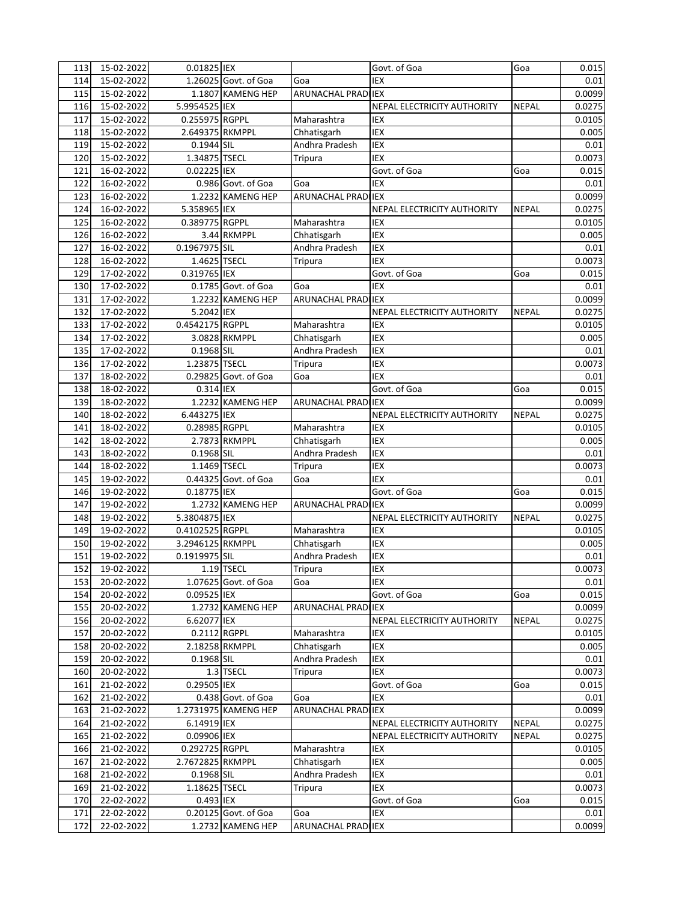| 113 | 15-02-2022 | 0.01825 | IEX | | Govt. of Goa | Goa | 0.015 |
|---|---|---|---|---|---|---|---|
| 114 | 15-02-2022 | 1.26025 | Govt. of Goa | Goa | IEX | | 0.01 |
| 115 | 15-02-2022 | 1.1807 | KAMENG HEP | ARUNACHAL PRADI | IEX | | 0.0099 |
| 116 | 15-02-2022 | 5.9954525 | IEX | | NEPAL ELECTRICITY AUTHORITY | NEPAL | 0.0275 |
| 117 | 15-02-2022 | 0.255975 | RGPPL | Maharashtra | IEX | | 0.0105 |
| 118 | 15-02-2022 | 2.649375 | RKMPPL | Chhatisgarh | IEX | | 0.005 |
| 119 | 15-02-2022 | 0.1944 | SIL | Andhra Pradesh | IEX | | 0.01 |
| 120 | 15-02-2022 | 1.34875 | TSECL | Tripura | IEX | | 0.0073 |
| 121 | 16-02-2022 | 0.02225 | IEX | | Govt. of Goa | Goa | 0.015 |
| 122 | 16-02-2022 | 0.986 | Govt. of Goa | Goa | IEX | | 0.01 |
| 123 | 16-02-2022 | 1.2232 | KAMENG HEP | ARUNACHAL PRADI | IEX | | 0.0099 |
| 124 | 16-02-2022 | 5.358965 | IEX | | NEPAL ELECTRICITY AUTHORITY | NEPAL | 0.0275 |
| 125 | 16-02-2022 | 0.389775 | RGPPL | Maharashtra | IEX | | 0.0105 |
| 126 | 16-02-2022 | 3.44 | RKMPPL | Chhatisgarh | IEX | | 0.005 |
| 127 | 16-02-2022 | 0.1967975 | SIL | Andhra Pradesh | IEX | | 0.01 |
| 128 | 16-02-2022 | 1.4625 | TSECL | Tripura | IEX | | 0.0073 |
| 129 | 17-02-2022 | 0.319765 | IEX | | Govt. of Goa | Goa | 0.015 |
| 130 | 17-02-2022 | 0.1785 | Govt. of Goa | Goa | IEX | | 0.01 |
| 131 | 17-02-2022 | 1.2232 | KAMENG HEP | ARUNACHAL PRADI | IEX | | 0.0099 |
| 132 | 17-02-2022 | 5.2042 | IEX | | NEPAL ELECTRICITY AUTHORITY | NEPAL | 0.0275 |
| 133 | 17-02-2022 | 0.4542175 | RGPPL | Maharashtra | IEX | | 0.0105 |
| 134 | 17-02-2022 | 3.0828 | RKMPPL | Chhatisgarh | IEX | | 0.005 |
| 135 | 17-02-2022 | 0.1968 | SIL | Andhra Pradesh | IEX | | 0.01 |
| 136 | 17-02-2022 | 1.23875 | TSECL | Tripura | IEX | | 0.0073 |
| 137 | 18-02-2022 | 0.29825 | Govt. of Goa | Goa | IEX | | 0.01 |
| 138 | 18-02-2022 | 0.314 | IEX | | Govt. of Goa | Goa | 0.015 |
| 139 | 18-02-2022 | 1.2232 | KAMENG HEP | ARUNACHAL PRADI | IEX | | 0.0099 |
| 140 | 18-02-2022 | 6.443275 | IEX | | NEPAL ELECTRICITY AUTHORITY | NEPAL | 0.0275 |
| 141 | 18-02-2022 | 0.28985 | RGPPL | Maharashtra | IEX | | 0.0105 |
| 142 | 18-02-2022 | 2.7873 | RKMPPL | Chhatisgarh | IEX | | 0.005 |
| 143 | 18-02-2022 | 0.1968 | SIL | Andhra Pradesh | IEX | | 0.01 |
| 144 | 18-02-2022 | 1.1469 | TSECL | Tripura | IEX | | 0.0073 |
| 145 | 19-02-2022 | 0.44325 | Govt. of Goa | Goa | IEX | | 0.01 |
| 146 | 19-02-2022 | 0.18775 | IEX | | Govt. of Goa | Goa | 0.015 |
| 147 | 19-02-2022 | 1.2732 | KAMENG HEP | ARUNACHAL PRADI | IEX | | 0.0099 |
| 148 | 19-02-2022 | 5.3804875 | IEX | | NEPAL ELECTRICITY AUTHORITY | NEPAL | 0.0275 |
| 149 | 19-02-2022 | 0.4102525 | RGPPL | Maharashtra | IEX | | 0.0105 |
| 150 | 19-02-2022 | 3.2946125 | RKMPPL | Chhatisgarh | IEX | | 0.005 |
| 151 | 19-02-2022 | 0.1919975 | SIL | Andhra Pradesh | IEX | | 0.01 |
| 152 | 19-02-2022 | 1.19 | TSECL | Tripura | IEX | | 0.0073 |
| 153 | 20-02-2022 | 1.07625 | Govt. of Goa | Goa | IEX | | 0.01 |
| 154 | 20-02-2022 | 0.09525 | IEX | | Govt. of Goa | Goa | 0.015 |
| 155 | 20-02-2022 | 1.2732 | KAMENG HEP | ARUNACHAL PRADI | IEX | | 0.0099 |
| 156 | 20-02-2022 | 6.62077 | IEX | | NEPAL ELECTRICITY AUTHORITY | NEPAL | 0.0275 |
| 157 | 20-02-2022 | 0.2112 | RGPPL | Maharashtra | IEX | | 0.0105 |
| 158 | 20-02-2022 | 2.18258 | RKMPPL | Chhatisgarh | IEX | | 0.005 |
| 159 | 20-02-2022 | 0.1968 | SIL | Andhra Pradesh | IEX | | 0.01 |
| 160 | 20-02-2022 | 1.3 | TSECL | Tripura | IEX | | 0.0073 |
| 161 | 21-02-2022 | 0.29505 | IEX | | Govt. of Goa | Goa | 0.015 |
| 162 | 21-02-2022 | 0.438 | Govt. of Goa | Goa | IEX | | 0.01 |
| 163 | 21-02-2022 | 1.2731975 | KAMENG HEP | ARUNACHAL PRADI | IEX | | 0.0099 |
| 164 | 21-02-2022 | 6.14919 | IEX | | NEPAL ELECTRICITY AUTHORITY | NEPAL | 0.0275 |
| 165 | 21-02-2022 | 0.09906 | IEX | | NEPAL ELECTRICITY AUTHORITY | NEPAL | 0.0275 |
| 166 | 21-02-2022 | 0.292725 | RGPPL | Maharashtra | IEX | | 0.0105 |
| 167 | 21-02-2022 | 2.7672825 | RKMPPL | Chhatisgarh | IEX | | 0.005 |
| 168 | 21-02-2022 | 0.1968 | SIL | Andhra Pradesh | IEX | | 0.01 |
| 169 | 21-02-2022 | 1.18625 | TSECL | Tripura | IEX | | 0.0073 |
| 170 | 22-02-2022 | 0.493 | IEX | | Govt. of Goa | Goa | 0.015 |
| 171 | 22-02-2022 | 0.20125 | Govt. of Goa | Goa | IEX | | 0.01 |
| 172 | 22-02-2022 | 1.2732 | KAMENG HEP | ARUNACHAL PRADI | IEX | | 0.0099 |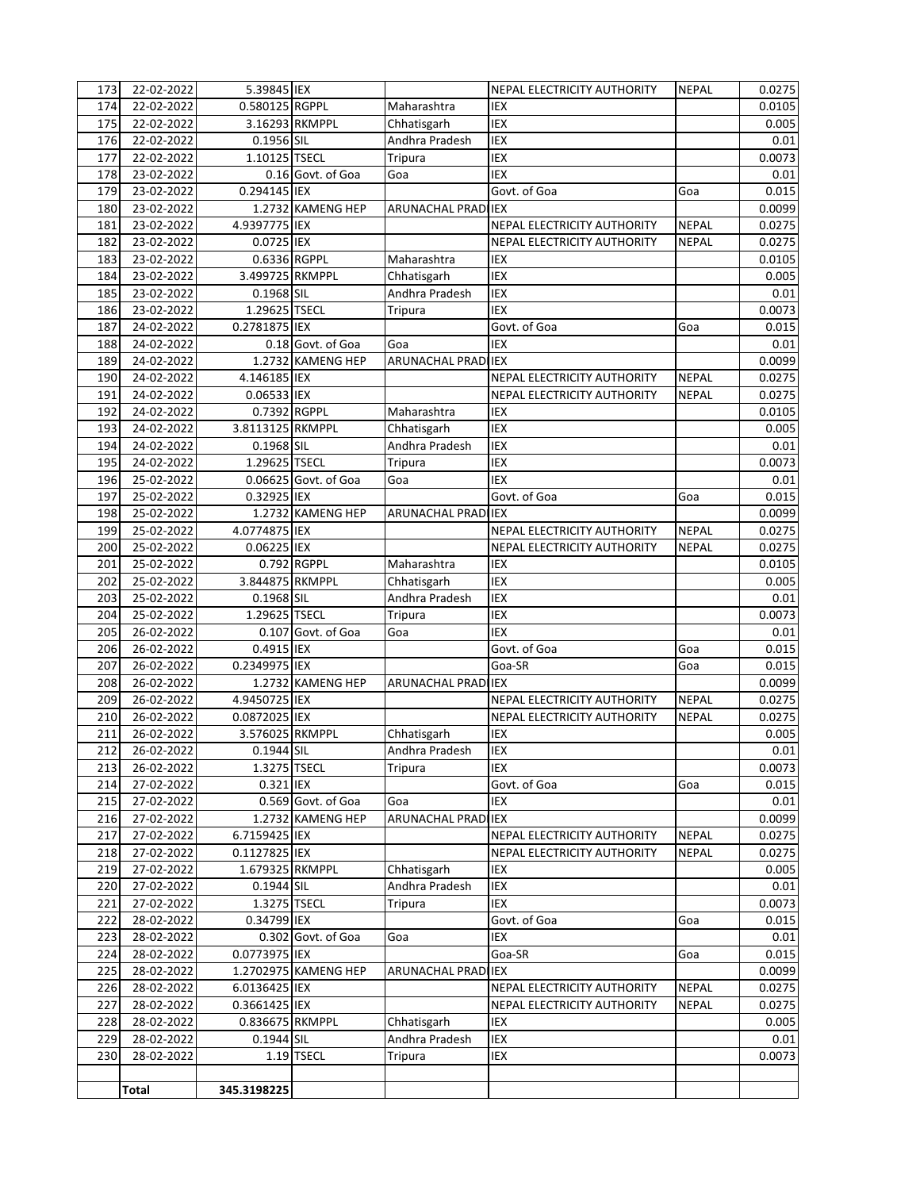| 173 | 22-02-2022 | 5.39845 | IEX | | NEPAL ELECTRICITY AUTHORITY | NEPAL | 0.0275 |
|---|---|---|---|---|---|---|---|
| 174 | 22-02-2022 | 0.580125 | RGPPL | Maharashtra | IEX | | 0.0105 |
| 175 | 22-02-2022 | 3.16293 | RKMPPL | Chhatisgarh | IEX | | 0.005 |
| 176 | 22-02-2022 | 0.1956 | SIL | Andhra Pradesh | IEX | | 0.01 |
| 177 | 22-02-2022 | 1.10125 | TSECL | Tripura | IEX | | 0.0073 |
| 178 | 23-02-2022 | 0.16 | Govt. of Goa | Goa | IEX | | 0.01 |
| 179 | 23-02-2022 | 0.294145 | IEX | | Govt. of Goa | Goa | 0.015 |
| 180 | 23-02-2022 | 1.2732 | KAMENG HEP | ARUNACHAL PRADI | IEX | | 0.0099 |
| 181 | 23-02-2022 | 4.9397775 | IEX | | NEPAL ELECTRICITY AUTHORITY | NEPAL | 0.0275 |
| 182 | 23-02-2022 | 0.0725 | IEX | | NEPAL ELECTRICITY AUTHORITY | NEPAL | 0.0275 |
| 183 | 23-02-2022 | 0.6336 | RGPPL | Maharashtra | IEX | | 0.0105 |
| 184 | 23-02-2022 | 3.499725 | RKMPPL | Chhatisgarh | IEX | | 0.005 |
| 185 | 23-02-2022 | 0.1968 | SIL | Andhra Pradesh | IEX | | 0.01 |
| 186 | 23-02-2022 | 1.29625 | TSECL | Tripura | IEX | | 0.0073 |
| 187 | 24-02-2022 | 0.2781875 | IEX | | Govt. of Goa | Goa | 0.015 |
| 188 | 24-02-2022 | 0.18 | Govt. of Goa | Goa | IEX | | 0.01 |
| 189 | 24-02-2022 | 1.2732 | KAMENG HEP | ARUNACHAL PRADI | IEX | | 0.0099 |
| 190 | 24-02-2022 | 4.146185 | IEX | | NEPAL ELECTRICITY AUTHORITY | NEPAL | 0.0275 |
| 191 | 24-02-2022 | 0.06533 | IEX | | NEPAL ELECTRICITY AUTHORITY | NEPAL | 0.0275 |
| 192 | 24-02-2022 | 0.7392 | RGPPL | Maharashtra | IEX | | 0.0105 |
| 193 | 24-02-2022 | 3.8113125 | RKMPPL | Chhatisgarh | IEX | | 0.005 |
| 194 | 24-02-2022 | 0.1968 | SIL | Andhra Pradesh | IEX | | 0.01 |
| 195 | 24-02-2022 | 1.29625 | TSECL | Tripura | IEX | | 0.0073 |
| 196 | 25-02-2022 | 0.06625 | Govt. of Goa | Goa | IEX | | 0.01 |
| 197 | 25-02-2022 | 0.32925 | IEX | | Govt. of Goa | Goa | 0.015 |
| 198 | 25-02-2022 | 1.2732 | KAMENG HEP | ARUNACHAL PRADI | IEX | | 0.0099 |
| 199 | 25-02-2022 | 4.0774875 | IEX | | NEPAL ELECTRICITY AUTHORITY | NEPAL | 0.0275 |
| 200 | 25-02-2022 | 0.06225 | IEX | | NEPAL ELECTRICITY AUTHORITY | NEPAL | 0.0275 |
| 201 | 25-02-2022 | 0.792 | RGPPL | Maharashtra | IEX | | 0.0105 |
| 202 | 25-02-2022 | 3.844875 | RKMPPL | Chhatisgarh | IEX | | 0.005 |
| 203 | 25-02-2022 | 0.1968 | SIL | Andhra Pradesh | IEX | | 0.01 |
| 204 | 25-02-2022 | 1.29625 | TSECL | Tripura | IEX | | 0.0073 |
| 205 | 26-02-2022 | 0.107 | Govt. of Goa | Goa | IEX | | 0.01 |
| 206 | 26-02-2022 | 0.4915 | IEX | | Govt. of Goa | Goa | 0.015 |
| 207 | 26-02-2022 | 0.2349975 | IEX | | Goa-SR | Goa | 0.015 |
| 208 | 26-02-2022 | 1.2732 | KAMENG HEP | ARUNACHAL PRADI | IEX | | 0.0099 |
| 209 | 26-02-2022 | 4.9450725 | IEX | | NEPAL ELECTRICITY AUTHORITY | NEPAL | 0.0275 |
| 210 | 26-02-2022 | 0.0872025 | IEX | | NEPAL ELECTRICITY AUTHORITY | NEPAL | 0.0275 |
| 211 | 26-02-2022 | 3.576025 | RKMPPL | Chhatisgarh | IEX | | 0.005 |
| 212 | 26-02-2022 | 0.1944 | SIL | Andhra Pradesh | IEX | | 0.01 |
| 213 | 26-02-2022 | 1.3275 | TSECL | Tripura | IEX | | 0.0073 |
| 214 | 27-02-2022 | 0.321 | IEX | | Govt. of Goa | Goa | 0.015 |
| 215 | 27-02-2022 | 0.569 | Govt. of Goa | Goa | IEX | | 0.01 |
| 216 | 27-02-2022 | 1.2732 | KAMENG HEP | ARUNACHAL PRADI | IEX | | 0.0099 |
| 217 | 27-02-2022 | 6.7159425 | IEX | | NEPAL ELECTRICITY AUTHORITY | NEPAL | 0.0275 |
| 218 | 27-02-2022 | 0.1127825 | IEX | | NEPAL ELECTRICITY AUTHORITY | NEPAL | 0.0275 |
| 219 | 27-02-2022 | 1.679325 | RKMPPL | Chhatisgarh | IEX | | 0.005 |
| 220 | 27-02-2022 | 0.1944 | SIL | Andhra Pradesh | IEX | | 0.01 |
| 221 | 27-02-2022 | 1.3275 | TSECL | Tripura | IEX | | 0.0073 |
| 222 | 28-02-2022 | 0.34799 | IEX | | Govt. of Goa | Goa | 0.015 |
| 223 | 28-02-2022 | 0.302 | Govt. of Goa | Goa | IEX | | 0.01 |
| 224 | 28-02-2022 | 0.0773975 | IEX | | Goa-SR | Goa | 0.015 |
| 225 | 28-02-2022 | 1.2702975 | KAMENG HEP | ARUNACHAL PRADI | IEX | | 0.0099 |
| 226 | 28-02-2022 | 6.0136425 | IEX | | NEPAL ELECTRICITY AUTHORITY | NEPAL | 0.0275 |
| 227 | 28-02-2022 | 0.3661425 | IEX | | NEPAL ELECTRICITY AUTHORITY | NEPAL | 0.0275 |
| 228 | 28-02-2022 | 0.836675 | RKMPPL | Chhatisgarh | IEX | | 0.005 |
| 229 | 28-02-2022 | 0.1944 | SIL | Andhra Pradesh | IEX | | 0.01 |
| 230 | 28-02-2022 | 1.19 | TSECL | Tripura | IEX | | 0.0073 |
| | | | | | | | |
| | **Total** | 345.3198225 | | | | | |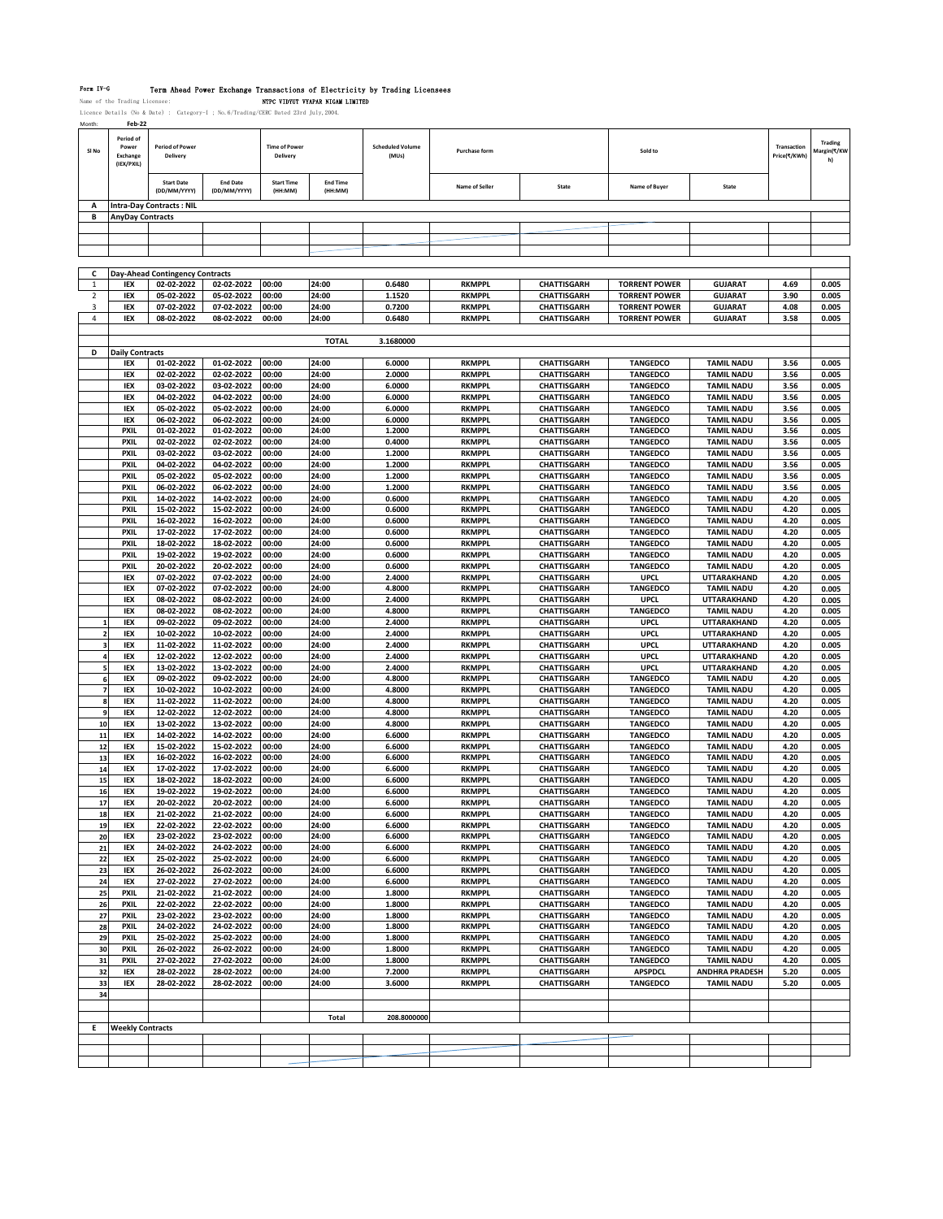Form IV-G Term Ahead Power Exchange Transactions of Electricity by Trading Licensees

Name of the Trading Licensee: NTPC VIDYUT VYAPAR NIGAM LIMITED

Licence Details (No & Date) : Category-I ; No.6/Trading/CERC Dated 23rd July,2004.

Month: Feb-22

| Sl No | Period of Power Exchange (IEX/PXIL) | Period of Power Delivery | | Time of Power Delivery | | Scheduled Volume (MUs) | Purchase form | | Sold to | | Transaction Price(₹/KWh) | Trading Margin(₹/KWh) |
|---|---|---|---|---|---|---|---|---|---|---|---|---|
| | | Start Date (DD/MM/YYYY) | End Date (DD/MM/YYYY) | Start Time (HH:MM) | End Time (HH:MM) | | Name of Seller | State | Name of Buyer | State | | |
| A | Intra-Day Contracts : NIL | | | | | | | | | | | |
| B | AnyDay Contracts | | | | | | | | | | | |
| | | | | | | | | | | | | |
| C | Day-Ahead Contingency Contracts | | | | | | | | | | | |
| 1 | IEX | 02-02-2022 | 02-02-2022 | 00:00 | 24:00 | 0.6480 | RKMPPL | CHATTISGARH | TORRENT POWER | GUJARAT | 4.69 | 0.005 |
| 2 | IEX | 05-02-2022 | 05-02-2022 | 00:00 | 24:00 | 1.1520 | RKMPPL | CHATTISGARH | TORRENT POWER | GUJARAT | 3.90 | 0.005 |
| 3 | IEX | 07-02-2022 | 07-02-2022 | 00:00 | 24:00 | 0.7200 | RKMPPL | CHATTISGARH | TORRENT POWER | GUJARAT | 4.08 | 0.005 |
| 4 | IEX | 08-02-2022 | 08-02-2022 | 00:00 | 24:00 | 0.6480 | RKMPPL | CHATTISGARH | TORRENT POWER | GUJARAT | 3.58 | 0.005 |
| | | | | | TOTAL | 3.1680000 | | | | | | |
| D | Daily Contracts | | | | | | | | | | | |
| | IEX | 01-02-2022 | 01-02-2022 | 00:00 | 24:00 | 6.0000 | RKMPPL | CHATTISGARH | TANGEDCO | TAMIL NADU | 3.56 | 0.005 |
| | IEX | 02-02-2022 | 02-02-2022 | 00:00 | 24:00 | 2.0000 | RKMPPL | CHATTISGARH | TANGEDCO | TAMIL NADU | 3.56 | 0.005 |
| | IEX | 03-02-2022 | 03-02-2022 | 00:00 | 24:00 | 6.0000 | RKMPPL | CHATTISGARH | TANGEDCO | TAMIL NADU | 3.56 | 0.005 |
| | IEX | 04-02-2022 | 04-02-2022 | 00:00 | 24:00 | 6.0000 | RKMPPL | CHATTISGARH | TANGEDCO | TAMIL NADU | 3.56 | 0.005 |
| | IEX | 05-02-2022 | 05-02-2022 | 00:00 | 24:00 | 6.0000 | RKMPPL | CHATTISGARH | TANGEDCO | TAMIL NADU | 3.56 | 0.005 |
| | IEX | 06-02-2022 | 06-02-2022 | 00:00 | 24:00 | 6.0000 | RKMPPL | CHATTISGARH | TANGEDCO | TAMIL NADU | 3.56 | 0.005 |
| | PXIL | 01-02-2022 | 01-02-2022 | 00:00 | 24:00 | 1.2000 | RKMPPL | CHATTISGARH | TANGEDCO | TAMIL NADU | 3.56 | 0.005 |
| | PXIL | 02-02-2022 | 02-02-2022 | 00:00 | 24:00 | 0.4000 | RKMPPL | CHATTISGARH | TANGEDCO | TAMIL NADU | 3.56 | 0.005 |
| | PXIL | 03-02-2022 | 03-02-2022 | 00:00 | 24:00 | 1.2000 | RKMPPL | CHATTISGARH | TANGEDCO | TAMIL NADU | 3.56 | 0.005 |
| | PXIL | 04-02-2022 | 04-02-2022 | 00:00 | 24:00 | 1.2000 | RKMPPL | CHATTISGARH | TANGEDCO | TAMIL NADU | 3.56 | 0.005 |
| | PXIL | 05-02-2022 | 05-02-2022 | 00:00 | 24:00 | 1.2000 | RKMPPL | CHATTISGARH | TANGEDCO | TAMIL NADU | 3.56 | 0.005 |
| | PXIL | 06-02-2022 | 06-02-2022 | 00:00 | 24:00 | 1.2000 | RKMPPL | CHATTISGARH | TANGEDCO | TAMIL NADU | 3.56 | 0.005 |
| | PXIL | 14-02-2022 | 14-02-2022 | 00:00 | 24:00 | 0.6000 | RKMPPL | CHATTISGARH | TANGEDCO | TAMIL NADU | 4.20 | 0.005 |
| | PXIL | 15-02-2022 | 15-02-2022 | 00:00 | 24:00 | 0.6000 | RKMPPL | CHATTISGARH | TANGEDCO | TAMIL NADU | 4.20 | 0.005 |
| | PXIL | 16-02-2022 | 16-02-2022 | 00:00 | 24:00 | 0.6000 | RKMPPL | CHATTISGARH | TANGEDCO | TAMIL NADU | 4.20 | 0.005 |
| | PXIL | 17-02-2022 | 17-02-2022 | 00:00 | 24:00 | 0.6000 | RKMPPL | CHATTISGARH | TANGEDCO | TAMIL NADU | 4.20 | 0.005 |
| | PXIL | 18-02-2022 | 18-02-2022 | 00:00 | 24:00 | 0.6000 | RKMPPL | CHATTISGARH | TANGEDCO | TAMIL NADU | 4.20 | 0.005 |
| | PXIL | 19-02-2022 | 19-02-2022 | 00:00 | 24:00 | 0.6000 | RKMPPL | CHATTISGARH | TANGEDCO | TAMIL NADU | 4.20 | 0.005 |
| | PXIL | 20-02-2022 | 20-02-2022 | 00:00 | 24:00 | 0.6000 | RKMPPL | CHATTISGARH | TANGEDCO | TAMIL NADU | 4.20 | 0.005 |
| | IEX | 07-02-2022 | 07-02-2022 | 00:00 | 24:00 | 2.4000 | RKMPPL | CHATTISGARH | UPCL | UTTARAKHAND | 4.20 | 0.005 |
| | IEX | 07-02-2022 | 07-02-2022 | 00:00 | 24:00 | 4.8000 | RKMPPL | CHATTISGARH | TANGEDCO | TAMIL NADU | 4.20 | 0.005 |
| | IEX | 08-02-2022 | 08-02-2022 | 00:00 | 24:00 | 2.4000 | RKMPPL | CHATTISGARH | UPCL | UTTARAKHAND | 4.20 | 0.005 |
| | IEX | 08-02-2022 | 08-02-2022 | 00:00 | 24:00 | 4.8000 | RKMPPL | CHATTISGARH | TANGEDCO | TAMIL NADU | 4.20 | 0.005 |
| 1 | IEX | 09-02-2022 | 09-02-2022 | 00:00 | 24:00 | 2.4000 | RKMPPL | CHATTISGARH | UPCL | UTTARAKHAND | 4.20 | 0.005 |
| 2 | IEX | 10-02-2022 | 10-02-2022 | 00:00 | 24:00 | 2.4000 | RKMPPL | CHATTISGARH | UPCL | UTTARAKHAND | 4.20 | 0.005 |
| 3 | IEX | 11-02-2022 | 11-02-2022 | 00:00 | 24:00 | 2.4000 | RKMPPL | CHATTISGARH | UPCL | UTTARAKHAND | 4.20 | 0.005 |
| 4 | IEX | 12-02-2022 | 12-02-2022 | 00:00 | 24:00 | 2.4000 | RKMPPL | CHATTISGARH | UPCL | UTTARAKHAND | 4.20 | 0.005 |
| 5 | IEX | 13-02-2022 | 13-02-2022 | 00:00 | 24:00 | 2.4000 | RKMPPL | CHATTISGARH | UPCL | UTTARAKHAND | 4.20 | 0.005 |
| 6 | IEX | 09-02-2022 | 09-02-2022 | 00:00 | 24:00 | 4.8000 | RKMPPL | CHATTISGARH | TANGEDCO | TAMIL NADU | 4.20 | 0.005 |
| 7 | IEX | 10-02-2022 | 10-02-2022 | 00:00 | 24:00 | 4.8000 | RKMPPL | CHATTISGARH | TANGEDCO | TAMIL NADU | 4.20 | 0.005 |
| 8 | IEX | 11-02-2022 | 11-02-2022 | 00:00 | 24:00 | 4.8000 | RKMPPL | CHATTISGARH | TANGEDCO | TAMIL NADU | 4.20 | 0.005 |
| 9 | IEX | 12-02-2022 | 12-02-2022 | 00:00 | 24:00 | 4.8000 | RKMPPL | CHATTISGARH | TANGEDCO | TAMIL NADU | 4.20 | 0.005 |
| 10 | IEX | 13-02-2022 | 13-02-2022 | 00:00 | 24:00 | 4.8000 | RKMPPL | CHATTISGARH | TANGEDCO | TAMIL NADU | 4.20 | 0.005 |
| 11 | IEX | 14-02-2022 | 14-02-2022 | 00:00 | 24:00 | 6.6000 | RKMPPL | CHATTISGARH | TANGEDCO | TAMIL NADU | 4.20 | 0.005 |
| 12 | IEX | 15-02-2022 | 15-02-2022 | 00:00 | 24:00 | 6.6000 | RKMPPL | CHATTISGARH | TANGEDCO | TAMIL NADU | 4.20 | 0.005 |
| 13 | IEX | 16-02-2022 | 16-02-2022 | 00:00 | 24:00 | 6.6000 | RKMPPL | CHATTISGARH | TANGEDCO | TAMIL NADU | 4.20 | 0.005 |
| 14 | IEX | 17-02-2022 | 17-02-2022 | 00:00 | 24:00 | 6.6000 | RKMPPL | CHATTISGARH | TANGEDCO | TAMIL NADU | 4.20 | 0.005 |
| 15 | IEX | 18-02-2022 | 18-02-2022 | 00:00 | 24:00 | 6.6000 | RKMPPL | CHATTISGARH | TANGEDCO | TAMIL NADU | 4.20 | 0.005 |
| 16 | IEX | 19-02-2022 | 19-02-2022 | 00:00 | 24:00 | 6.6000 | RKMPPL | CHATTISGARH | TANGEDCO | TAMIL NADU | 4.20 | 0.005 |
| 17 | IEX | 20-02-2022 | 20-02-2022 | 00:00 | 24:00 | 6.6000 | RKMPPL | CHATTISGARH | TANGEDCO | TAMIL NADU | 4.20 | 0.005 |
| 18 | IEX | 21-02-2022 | 21-02-2022 | 00:00 | 24:00 | 6.6000 | RKMPPL | CHATTISGARH | TANGEDCO | TAMIL NADU | 4.20 | 0.005 |
| 19 | IEX | 22-02-2022 | 22-02-2022 | 00:00 | 24:00 | 6.6000 | RKMPPL | CHATTISGARH | TANGEDCO | TAMIL NADU | 4.20 | 0.005 |
| 20 | IEX | 23-02-2022 | 23-02-2022 | 00:00 | 24:00 | 6.6000 | RKMPPL | CHATTISGARH | TANGEDCO | TAMIL NADU | 4.20 | 0.005 |
| 21 | IEX | 24-02-2022 | 24-02-2022 | 00:00 | 24:00 | 6.6000 | RKMPPL | CHATTISGARH | TANGEDCO | TAMIL NADU | 4.20 | 0.005 |
| 22 | IEX | 25-02-2022 | 25-02-2022 | 00:00 | 24:00 | 6.6000 | RKMPPL | CHATTISGARH | TANGEDCO | TAMIL NADU | 4.20 | 0.005 |
| 23 | IEX | 26-02-2022 | 26-02-2022 | 00:00 | 24:00 | 6.6000 | RKMPPL | CHATTISGARH | TANGEDCO | TAMIL NADU | 4.20 | 0.005 |
| 24 | IEX | 27-02-2022 | 27-02-2022 | 00:00 | 24:00 | 6.6000 | RKMPPL | CHATTISGARH | TANGEDCO | TAMIL NADU | 4.20 | 0.005 |
| 25 | PXIL | 21-02-2022 | 21-02-2022 | 00:00 | 24:00 | 1.8000 | RKMPPL | CHATTISGARH | TANGEDCO | TAMIL NADU | 4.20 | 0.005 |
| 26 | PXIL | 22-02-2022 | 22-02-2022 | 00:00 | 24:00 | 1.8000 | RKMPPL | CHATTISGARH | TANGEDCO | TAMIL NADU | 4.20 | 0.005 |
| 27 | PXIL | 23-02-2022 | 23-02-2022 | 00:00 | 24:00 | 1.8000 | RKMPPL | CHATTISGARH | TANGEDCO | TAMIL NADU | 4.20 | 0.005 |
| 28 | PXIL | 24-02-2022 | 24-02-2022 | 00:00 | 24:00 | 1.8000 | RKMPPL | CHATTISGARH | TANGEDCO | TAMIL NADU | 4.20 | 0.005 |
| 29 | PXIL | 25-02-2022 | 25-02-2022 | 00:00 | 24:00 | 1.8000 | RKMPPL | CHATTISGARH | TANGEDCO | TAMIL NADU | 4.20 | 0.005 |
| 30 | PXIL | 26-02-2022 | 26-02-2022 | 00:00 | 24:00 | 1.8000 | RKMPPL | CHATTISGARH | TANGEDCO | TAMIL NADU | 4.20 | 0.005 |
| 31 | PXIL | 27-02-2022 | 27-02-2022 | 00:00 | 24:00 | 1.8000 | RKMPPL | CHATTISGARH | TANGEDCO | TAMIL NADU | 4.20 | 0.005 |
| 32 | IEX | 28-02-2022 | 28-02-2022 | 00:00 | 24:00 | 7.2000 | RKMPPL | CHATTISGARH | APSPDCL | ANDHRA PRADESH | 5.20 | 0.005 |
| 33 | IEX | 28-02-2022 | 28-02-2022 | 00:00 | 24:00 | 3.6000 | RKMPPL | CHATTISGARH | TANGEDCO | TAMIL NADU | 5.20 | 0.005 |
| 34 | | | | | | | | | | | | |
| | | | | | Total | 208.8000000 | | | | | | |
| E | Weekly Contracts | | | | | | | | | | | |
| | | | | | | | | | | | | |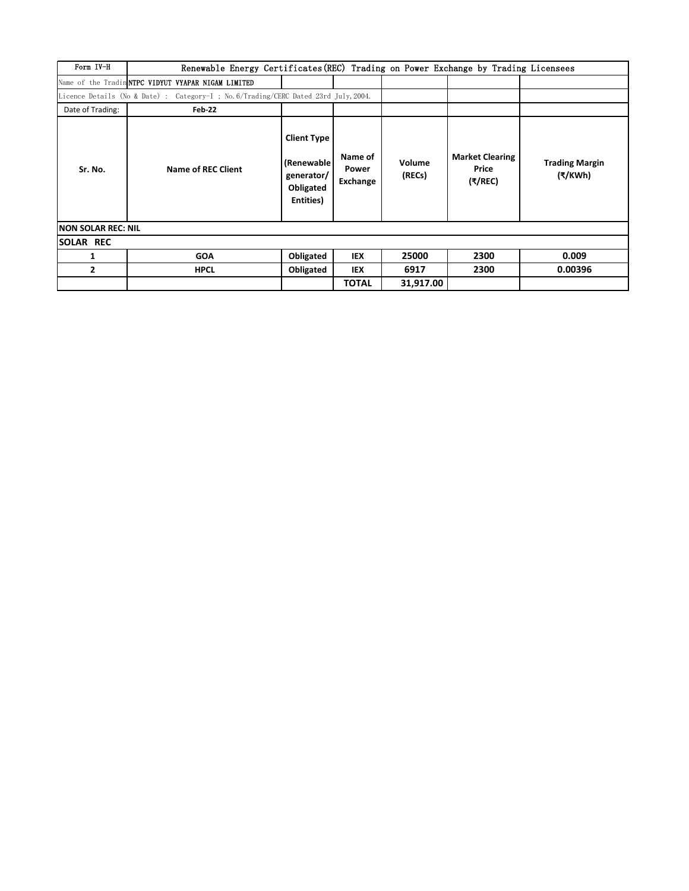| Form IV-H | Renewable Energy Certificates(REC) Trading on Power Exchange by Trading Licensees | | | | | |
|---|---|---|---|---|---|---|
| Name of the Tradin | NTPC VIDYUT VYAPAR NIGAM LIMITED | | | | | |
| Licence Details (No & Date) : Category-I ; No.6/Trading/CERC Dated 23rd July,2004. | | | | | | |
| Date of Trading: | Feb-22 | | | | | |
| **Sr. No.** | **Name of REC Client** | **Client Type (Renewable generator/ Obligated Entities)** | **Name of Power Exchange** | **Volume (RECs)** | **Market Clearing Price (₹/REC)** | **Trading Margin (₹/KWh)** |
| **NON SOLAR REC: NIL** | | | | | | |
| **SOLAR REC** | | | | | | |
| **1** | **GOA** | **Obligated** | **IEX** | **25000** | **2300** | **0.009** |
| **2** | **HPCL** | **Obligated** | **IEX** | **6917** | **2300** | **0.00396** |
| | | | **TOTAL** | **31,917.00** | | |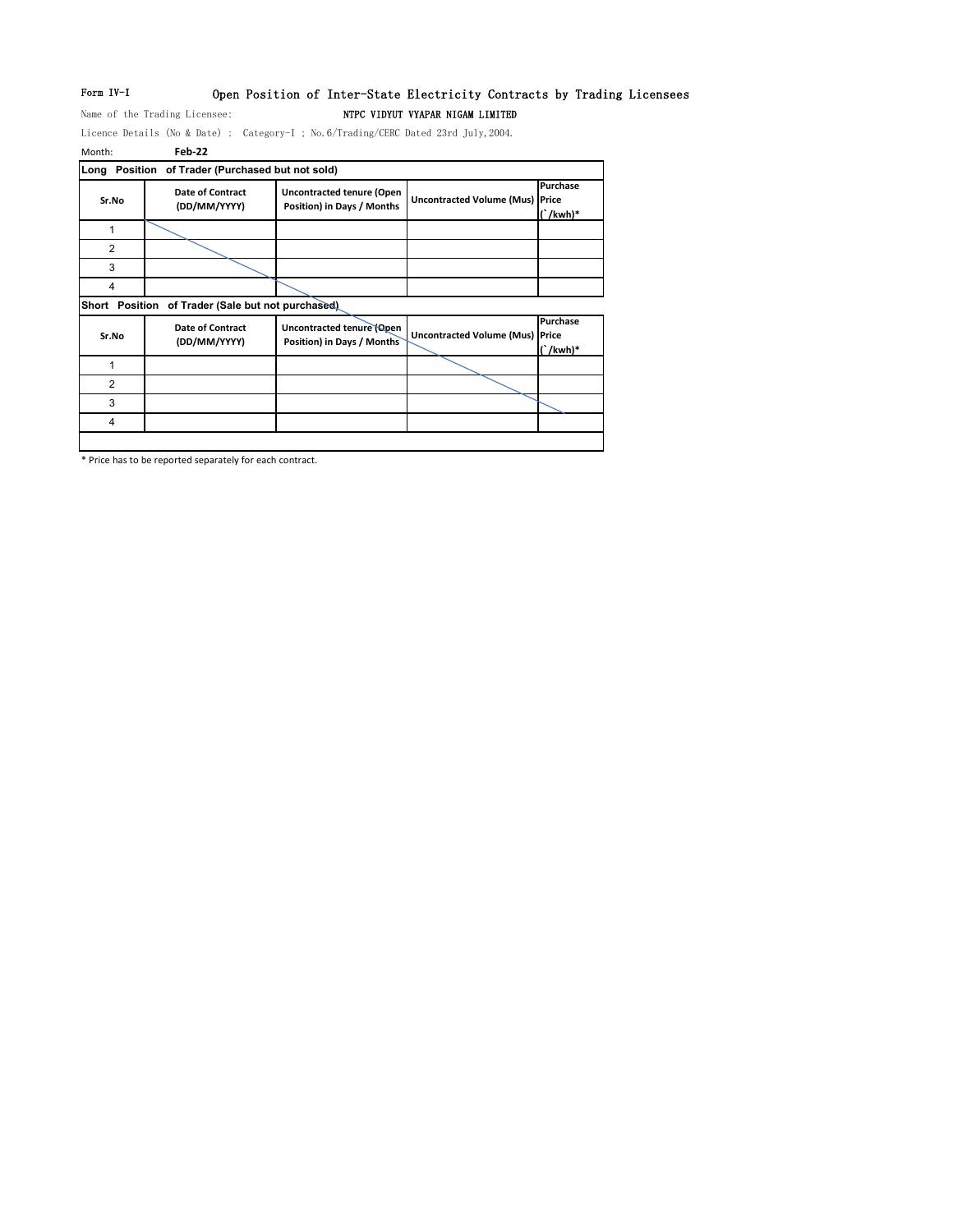Form IV-I

# Open Position of Inter-State Electricity Contracts by Trading Licensees

Name of the Trading Licensee: NTPC VIDYUT VYAPAR NIGAM LIMITED

Licence Details (No & Date) : Category-I ; No.6/Trading/CERC Dated 23rd July,2004.

Month: **Feb-22**

**Long Position of Trader (Purchased but not sold)**

| Sr.No | Date of Contract (DD/MM/YYYY) | Uncontracted tenure (Open Position) in Days / Months | Uncontracted Volume (Mus) | Purchase Price (`/kwh)* |
|---|---|---|---|---|
| 1 | | | | |
| 2 | | | | |
| 3 | | | | |
| 4 | | | | |

**Short Position of Trader (Sale but not purchased)**

| Sr.No | Date of Contract (DD/MM/YYYY) | Uncontracted tenure (Open Position) in Days / Months | Uncontracted Volume (Mus) | Purchase Price (`/kwh)* |
|---|---|---|---|---|
| 1 | | | | |
| 2 | | | | |
| 3 | | | | |
| 4 | | | | |

* Price has to be reported separately for each contract.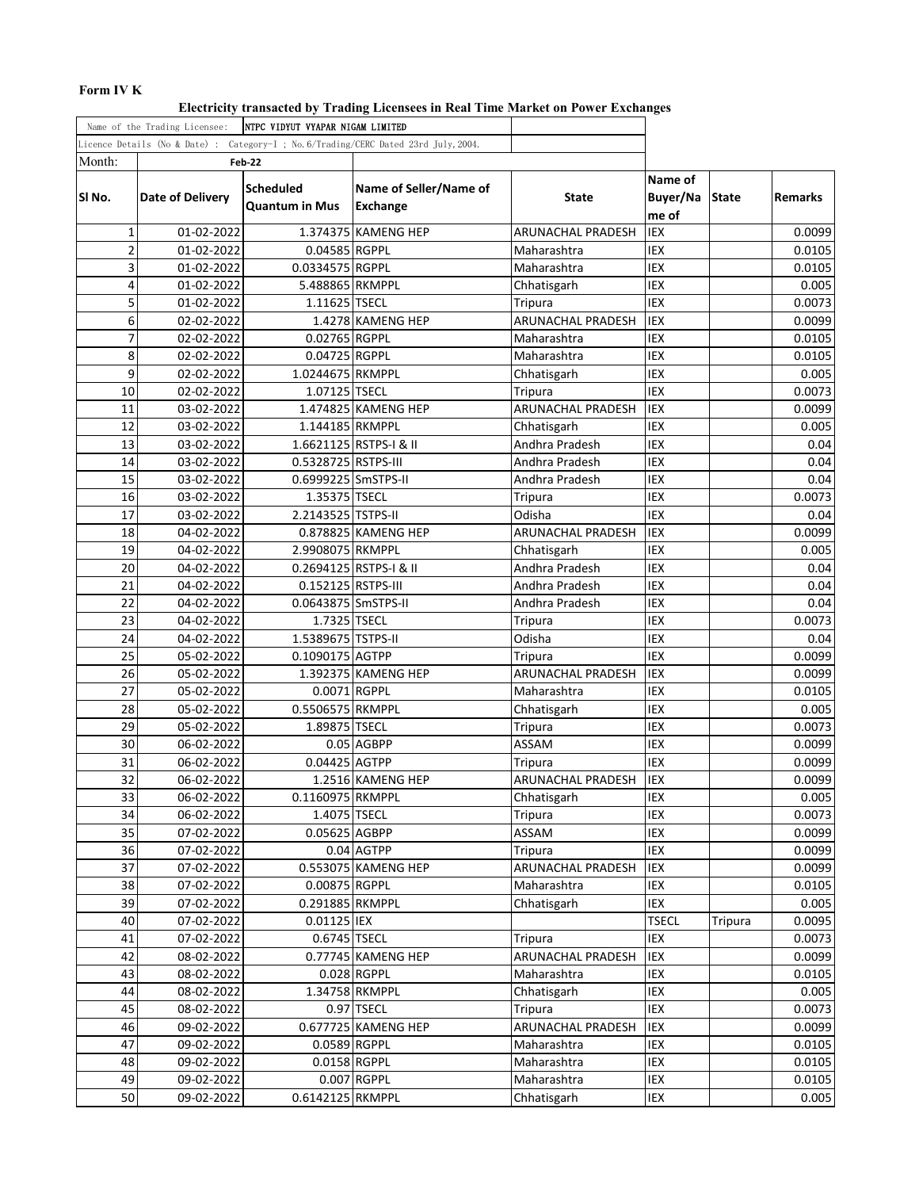**Form IV K**

**Electricity transacted by Trading Licensees in Real Time Market on Power Exchanges**

| Name of the Trading Licensee: | NTPC VIDYUT VYAPAR NIGAM LIMITED | | | | | | |
|---|---|---|---|---|---|---|---|
| Licence Details (No & Date) : Category-I ; No.6/Trading/CERC Dated 23rd July,2004. | | | | | | | |
| Month: | Feb-22 | | | | | | |
| Sl No. | Date of Delivery | Scheduled Quantum in Mus | Name of Seller/Name of Exchange | State | Name of Buyer/Name of | State | Remarks |
| 1 | 01-02-2022 | 1.374375 | KAMENG HEP | ARUNACHAL PRADESH | IEX | | 0.0099 |
| 2 | 01-02-2022 | 0.04585 | RGPPL | Maharashtra | IEX | | 0.0105 |
| 3 | 01-02-2022 | 0.0334575 | RGPPL | Maharashtra | IEX | | 0.0105 |
| 4 | 01-02-2022 | 5.488865 | RKMPPL | Chhatisgarh | IEX | | 0.005 |
| 5 | 01-02-2022 | 1.11625 | TSECL | Tripura | IEX | | 0.0073 |
| 6 | 02-02-2022 | 1.4278 | KAMENG HEP | ARUNACHAL PRADESH | IEX | | 0.0099 |
| 7 | 02-02-2022 | 0.02765 | RGPPL | Maharashtra | IEX | | 0.0105 |
| 8 | 02-02-2022 | 0.04725 | RGPPL | Maharashtra | IEX | | 0.0105 |
| 9 | 02-02-2022 | 1.0244675 | RKMPPL | Chhatisgarh | IEX | | 0.005 |
| 10 | 02-02-2022 | 1.07125 | TSECL | Tripura | IEX | | 0.0073 |
| 11 | 03-02-2022 | 1.474825 | KAMENG HEP | ARUNACHAL PRADESH | IEX | | 0.0099 |
| 12 | 03-02-2022 | 1.144185 | RKMPPL | Chhatisgarh | IEX | | 0.005 |
| 13 | 03-02-2022 | 1.6621125 | RSTPS-I & II | Andhra Pradesh | IEX | | 0.04 |
| 14 | 03-02-2022 | 0.5328725 | RSTPS-III | Andhra Pradesh | IEX | | 0.04 |
| 15 | 03-02-2022 | 0.6999225 | SmSTPS-II | Andhra Pradesh | IEX | | 0.04 |
| 16 | 03-02-2022 | 1.35375 | TSECL | Tripura | IEX | | 0.0073 |
| 17 | 03-02-2022 | 2.2143525 | TSTPS-II | Odisha | IEX | | 0.04 |
| 18 | 04-02-2022 | 0.878825 | KAMENG HEP | ARUNACHAL PRADESH | IEX | | 0.0099 |
| 19 | 04-02-2022 | 2.9908075 | RKMPPL | Chhatisgarh | IEX | | 0.005 |
| 20 | 04-02-2022 | 0.2694125 | RSTPS-I & II | Andhra Pradesh | IEX | | 0.04 |
| 21 | 04-02-2022 | 0.152125 | RSTPS-III | Andhra Pradesh | IEX | | 0.04 |
| 22 | 04-02-2022 | 0.0643875 | SmSTPS-II | Andhra Pradesh | IEX | | 0.04 |
| 23 | 04-02-2022 | 1.7325 | TSECL | Tripura | IEX | | 0.0073 |
| 24 | 04-02-2022 | 1.5389675 | TSTPS-II | Odisha | IEX | | 0.04 |
| 25 | 05-02-2022 | 0.1090175 | AGTPP | Tripura | IEX | | 0.0099 |
| 26 | 05-02-2022 | 1.392375 | KAMENG HEP | ARUNACHAL PRADESH | IEX | | 0.0099 |
| 27 | 05-02-2022 | 0.0071 | RGPPL | Maharashtra | IEX | | 0.0105 |
| 28 | 05-02-2022 | 0.5506575 | RKMPPL | Chhatisgarh | IEX | | 0.005 |
| 29 | 05-02-2022 | 1.89875 | TSECL | Tripura | IEX | | 0.0073 |
| 30 | 06-02-2022 | 0.05 | AGBPP | ASSAM | IEX | | 0.0099 |
| 31 | 06-02-2022 | 0.04425 | AGTPP | Tripura | IEX | | 0.0099 |
| 32 | 06-02-2022 | 1.2516 | KAMENG HEP | ARUNACHAL PRADESH | IEX | | 0.0099 |
| 33 | 06-02-2022 | 0.1160975 | RKMPPL | Chhatisgarh | IEX | | 0.005 |
| 34 | 06-02-2022 | 1.4075 | TSECL | Tripura | IEX | | 0.0073 |
| 35 | 07-02-2022 | 0.05625 | AGBPP | ASSAM | IEX | | 0.0099 |
| 36 | 07-02-2022 | 0.04 | AGTPP | Tripura | IEX | | 0.0099 |
| 37 | 07-02-2022 | 0.553075 | KAMENG HEP | ARUNACHAL PRADESH | IEX | | 0.0099 |
| 38 | 07-02-2022 | 0.00875 | RGPPL | Maharashtra | IEX | | 0.0105 |
| 39 | 07-02-2022 | 0.291885 | RKMPPL | Chhatisgarh | IEX | | 0.005 |
| 40 | 07-02-2022 | 0.01125 | IEX | | TSECL | Tripura | 0.0095 |
| 41 | 07-02-2022 | 0.6745 | TSECL | Tripura | IEX | | 0.0073 |
| 42 | 08-02-2022 | 0.77745 | KAMENG HEP | ARUNACHAL PRADESH | IEX | | 0.0099 |
| 43 | 08-02-2022 | 0.028 | RGPPL | Maharashtra | IEX | | 0.0105 |
| 44 | 08-02-2022 | 1.34758 | RKMPPL | Chhatisgarh | IEX | | 0.005 |
| 45 | 08-02-2022 | 0.97 | TSECL | Tripura | IEX | | 0.0073 |
| 46 | 09-02-2022 | 0.677725 | KAMENG HEP | ARUNACHAL PRADESH | IEX | | 0.0099 |
| 47 | 09-02-2022 | 0.0589 | RGPPL | Maharashtra | IEX | | 0.0105 |
| 48 | 09-02-2022 | 0.0158 | RGPPL | Maharashtra | IEX | | 0.0105 |
| 49 | 09-02-2022 | 0.007 | RGPPL | Maharashtra | IEX | | 0.0105 |
| 50 | 09-02-2022 | 0.6142125 | RKMPPL | Chhatisgarh | IEX | | 0.005 |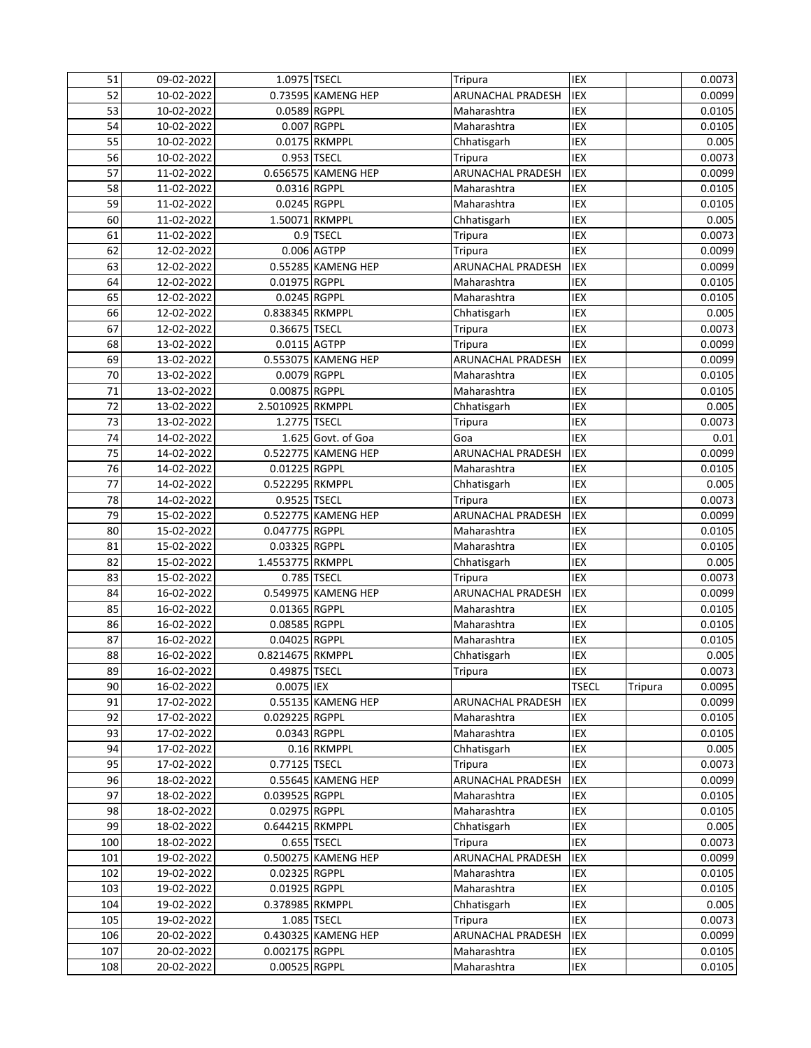| | | | | | | | |
|---|---|---|---|---|---|---|---|
| 51 | 09-02-2022 | 1.0975 | TSECL | Tripura | IEX | | 0.0073 |
| 52 | 10-02-2022 | 0.73595 | KAMENG HEP | ARUNACHAL PRADESH | IEX | | 0.0099 |
| 53 | 10-02-2022 | 0.0589 | RGPPL | Maharashtra | IEX | | 0.0105 |
| 54 | 10-02-2022 | 0.007 | RGPPL | Maharashtra | IEX | | 0.0105 |
| 55 | 10-02-2022 | 0.0175 | RKMPPL | Chhatisgarh | IEX | | 0.005 |
| 56 | 10-02-2022 | 0.953 | TSECL | Tripura | IEX | | 0.0073 |
| 57 | 11-02-2022 | 0.656575 | KAMENG HEP | ARUNACHAL PRADESH | IEX | | 0.0099 |
| 58 | 11-02-2022 | 0.0316 | RGPPL | Maharashtra | IEX | | 0.0105 |
| 59 | 11-02-2022 | 0.0245 | RGPPL | Maharashtra | IEX | | 0.0105 |
| 60 | 11-02-2022 | 1.50071 | RKMPPL | Chhatisgarh | IEX | | 0.005 |
| 61 | 11-02-2022 | 0.9 | TSECL | Tripura | IEX | | 0.0073 |
| 62 | 12-02-2022 | 0.006 | AGTPP | Tripura | IEX | | 0.0099 |
| 63 | 12-02-2022 | 0.55285 | KAMENG HEP | ARUNACHAL PRADESH | IEX | | 0.0099 |
| 64 | 12-02-2022 | 0.01975 | RGPPL | Maharashtra | IEX | | 0.0105 |
| 65 | 12-02-2022 | 0.0245 | RGPPL | Maharashtra | IEX | | 0.0105 |
| 66 | 12-02-2022 | 0.838345 | RKMPPL | Chhatisgarh | IEX | | 0.005 |
| 67 | 12-02-2022 | 0.36675 | TSECL | Tripura | IEX | | 0.0073 |
| 68 | 13-02-2022 | 0.0115 | AGTPP | Tripura | IEX | | 0.0099 |
| 69 | 13-02-2022 | 0.553075 | KAMENG HEP | ARUNACHAL PRADESH | IEX | | 0.0099 |
| 70 | 13-02-2022 | 0.0079 | RGPPL | Maharashtra | IEX | | 0.0105 |
| 71 | 13-02-2022 | 0.00875 | RGPPL | Maharashtra | IEX | | 0.0105 |
| 72 | 13-02-2022 | 2.5010925 | RKMPPL | Chhatisgarh | IEX | | 0.005 |
| 73 | 13-02-2022 | 1.2775 | TSECL | Tripura | IEX | | 0.0073 |
| 74 | 14-02-2022 | 1.625 | Govt. of Goa | Goa | IEX | | 0.01 |
| 75 | 14-02-2022 | 0.522775 | KAMENG HEP | ARUNACHAL PRADESH | IEX | | 0.0099 |
| 76 | 14-02-2022 | 0.01225 | RGPPL | Maharashtra | IEX | | 0.0105 |
| 77 | 14-02-2022 | 0.522295 | RKMPPL | Chhatisgarh | IEX | | 0.005 |
| 78 | 14-02-2022 | 0.9525 | TSECL | Tripura | IEX | | 0.0073 |
| 79 | 15-02-2022 | 0.522775 | KAMENG HEP | ARUNACHAL PRADESH | IEX | | 0.0099 |
| 80 | 15-02-2022 | 0.047775 | RGPPL | Maharashtra | IEX | | 0.0105 |
| 81 | 15-02-2022 | 0.03325 | RGPPL | Maharashtra | IEX | | 0.0105 |
| 82 | 15-02-2022 | 1.4553775 | RKMPPL | Chhatisgarh | IEX | | 0.005 |
| 83 | 15-02-2022 | 0.785 | TSECL | Tripura | IEX | | 0.0073 |
| 84 | 16-02-2022 | 0.549975 | KAMENG HEP | ARUNACHAL PRADESH | IEX | | 0.0099 |
| 85 | 16-02-2022 | 0.01365 | RGPPL | Maharashtra | IEX | | 0.0105 |
| 86 | 16-02-2022 | 0.08585 | RGPPL | Maharashtra | IEX | | 0.0105 |
| 87 | 16-02-2022 | 0.04025 | RGPPL | Maharashtra | IEX | | 0.0105 |
| 88 | 16-02-2022 | 0.8214675 | RKMPPL | Chhatisgarh | IEX | | 0.005 |
| 89 | 16-02-2022 | 0.49875 | TSECL | Tripura | IEX | | 0.0073 |
| 90 | 16-02-2022 | 0.0075 | IEX | | TSECL | Tripura | 0.0095 |
| 91 | 17-02-2022 | 0.55135 | KAMENG HEP | ARUNACHAL PRADESH | IEX | | 0.0099 |
| 92 | 17-02-2022 | 0.029225 | RGPPL | Maharashtra | IEX | | 0.0105 |
| 93 | 17-02-2022 | 0.0343 | RGPPL | Maharashtra | IEX | | 0.0105 |
| 94 | 17-02-2022 | 0.16 | RKMPPL | Chhatisgarh | IEX | | 0.005 |
| 95 | 17-02-2022 | 0.77125 | TSECL | Tripura | IEX | | 0.0073 |
| 96 | 18-02-2022 | 0.55645 | KAMENG HEP | ARUNACHAL PRADESH | IEX | | 0.0099 |
| 97 | 18-02-2022 | 0.039525 | RGPPL | Maharashtra | IEX | | 0.0105 |
| 98 | 18-02-2022 | 0.02975 | RGPPL | Maharashtra | IEX | | 0.0105 |
| 99 | 18-02-2022 | 0.644215 | RKMPPL | Chhatisgarh | IEX | | 0.005 |
| 100 | 18-02-2022 | 0.655 | TSECL | Tripura | IEX | | 0.0073 |
| 101 | 19-02-2022 | 0.500275 | KAMENG HEP | ARUNACHAL PRADESH | IEX | | 0.0099 |
| 102 | 19-02-2022 | 0.02325 | RGPPL | Maharashtra | IEX | | 0.0105 |
| 103 | 19-02-2022 | 0.01925 | RGPPL | Maharashtra | IEX | | 0.0105 |
| 104 | 19-02-2022 | 0.378985 | RKMPPL | Chhatisgarh | IEX | | 0.005 |
| 105 | 19-02-2022 | 1.085 | TSECL | Tripura | IEX | | 0.0073 |
| 106 | 20-02-2022 | 0.430325 | KAMENG HEP | ARUNACHAL PRADESH | IEX | | 0.0099 |
| 107 | 20-02-2022 | 0.002175 | RGPPL | Maharashtra | IEX | | 0.0105 |
| 108 | 20-02-2022 | 0.00525 | RGPPL | Maharashtra | IEX | | 0.0105 |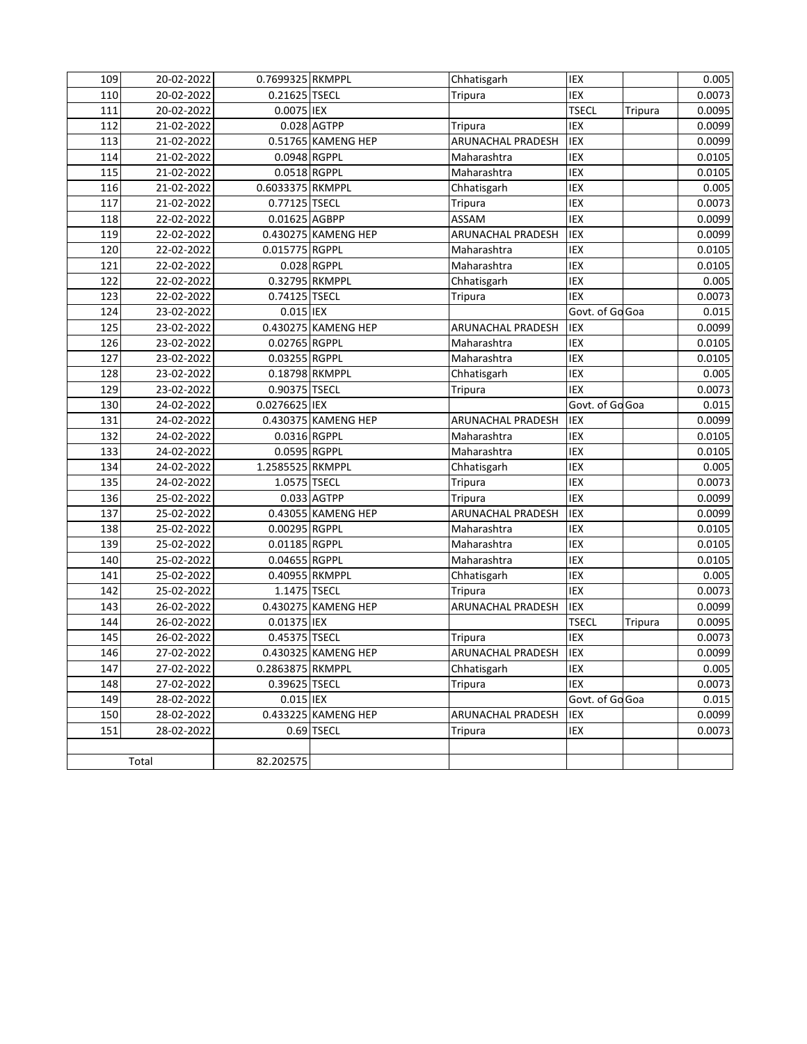| 109 | 20-02-2022 | 0.7699325 | RKMPPL | Chhatisgarh | IEX | | 0.005 |
|---|---|---|---|---|---|---|---|
| 110 | 20-02-2022 | 0.21625 | TSECL | Tripura | IEX | | 0.0073 |
| 111 | 20-02-2022 | 0.0075 | IEX | | TSECL | Tripura | 0.0095 |
| 112 | 21-02-2022 | 0.028 | AGTPP | Tripura | IEX | | 0.0099 |
| 113 | 21-02-2022 | 0.51765 | KAMENG HEP | ARUNACHAL PRADESH | IEX | | 0.0099 |
| 114 | 21-02-2022 | 0.0948 | RGPPL | Maharashtra | IEX | | 0.0105 |
| 115 | 21-02-2022 | 0.0518 | RGPPL | Maharashtra | IEX | | 0.0105 |
| 116 | 21-02-2022 | 0.6033375 | RKMPPL | Chhatisgarh | IEX | | 0.005 |
| 117 | 21-02-2022 | 0.77125 | TSECL | Tripura | IEX | | 0.0073 |
| 118 | 22-02-2022 | 0.01625 | AGBPP | ASSAM | IEX | | 0.0099 |
| 119 | 22-02-2022 | 0.430275 | KAMENG HEP | ARUNACHAL PRADESH | IEX | | 0.0099 |
| 120 | 22-02-2022 | 0.015775 | RGPPL | Maharashtra | IEX | | 0.0105 |
| 121 | 22-02-2022 | 0.028 | RGPPL | Maharashtra | IEX | | 0.0105 |
| 122 | 22-02-2022 | 0.32795 | RKMPPL | Chhatisgarh | IEX | | 0.005 |
| 123 | 22-02-2022 | 0.74125 | TSECL | Tripura | IEX | | 0.0073 |
| 124 | 23-02-2022 | 0.015 | IEX | | Govt. of Go | Goa | 0.015 |
| 125 | 23-02-2022 | 0.430275 | KAMENG HEP | ARUNACHAL PRADESH | IEX | | 0.0099 |
| 126 | 23-02-2022 | 0.02765 | RGPPL | Maharashtra | IEX | | 0.0105 |
| 127 | 23-02-2022 | 0.03255 | RGPPL | Maharashtra | IEX | | 0.0105 |
| 128 | 23-02-2022 | 0.18798 | RKMPPL | Chhatisgarh | IEX | | 0.005 |
| 129 | 23-02-2022 | 0.90375 | TSECL | Tripura | IEX | | 0.0073 |
| 130 | 24-02-2022 | 0.0276625 | IEX | | Govt. of Go | Goa | 0.015 |
| 131 | 24-02-2022 | 0.430375 | KAMENG HEP | ARUNACHAL PRADESH | IEX | | 0.0099 |
| 132 | 24-02-2022 | 0.0316 | RGPPL | Maharashtra | IEX | | 0.0105 |
| 133 | 24-02-2022 | 0.0595 | RGPPL | Maharashtra | IEX | | 0.0105 |
| 134 | 24-02-2022 | 1.2585525 | RKMPPL | Chhatisgarh | IEX | | 0.005 |
| 135 | 24-02-2022 | 1.0575 | TSECL | Tripura | IEX | | 0.0073 |
| 136 | 25-02-2022 | 0.033 | AGTPP | Tripura | IEX | | 0.0099 |
| 137 | 25-02-2022 | 0.43055 | KAMENG HEP | ARUNACHAL PRADESH | IEX | | 0.0099 |
| 138 | 25-02-2022 | 0.00295 | RGPPL | Maharashtra | IEX | | 0.0105 |
| 139 | 25-02-2022 | 0.01185 | RGPPL | Maharashtra | IEX | | 0.0105 |
| 140 | 25-02-2022 | 0.04655 | RGPPL | Maharashtra | IEX | | 0.0105 |
| 141 | 25-02-2022 | 0.40955 | RKMPPL | Chhatisgarh | IEX | | 0.005 |
| 142 | 25-02-2022 | 1.1475 | TSECL | Tripura | IEX | | 0.0073 |
| 143 | 26-02-2022 | 0.430275 | KAMENG HEP | ARUNACHAL PRADESH | IEX | | 0.0099 |
| 144 | 26-02-2022 | 0.01375 | IEX | | TSECL | Tripura | 0.0095 |
| 145 | 26-02-2022 | 0.45375 | TSECL | Tripura | IEX | | 0.0073 |
| 146 | 27-02-2022 | 0.430325 | KAMENG HEP | ARUNACHAL PRADESH | IEX | | 0.0099 |
| 147 | 27-02-2022 | 0.2863875 | RKMPPL | Chhatisgarh | IEX | | 0.005 |
| 148 | 27-02-2022 | 0.39625 | TSECL | Tripura | IEX | | 0.0073 |
| 149 | 28-02-2022 | 0.015 | IEX | | Govt. of Go | Goa | 0.015 |
| 150 | 28-02-2022 | 0.433225 | KAMENG HEP | ARUNACHAL PRADESH | IEX | | 0.0099 |
| 151 | 28-02-2022 | 0.69 | TSECL | Tripura | IEX | | 0.0073 |
| | | | | | | | |
| Total | | 82.202575 | | | | | |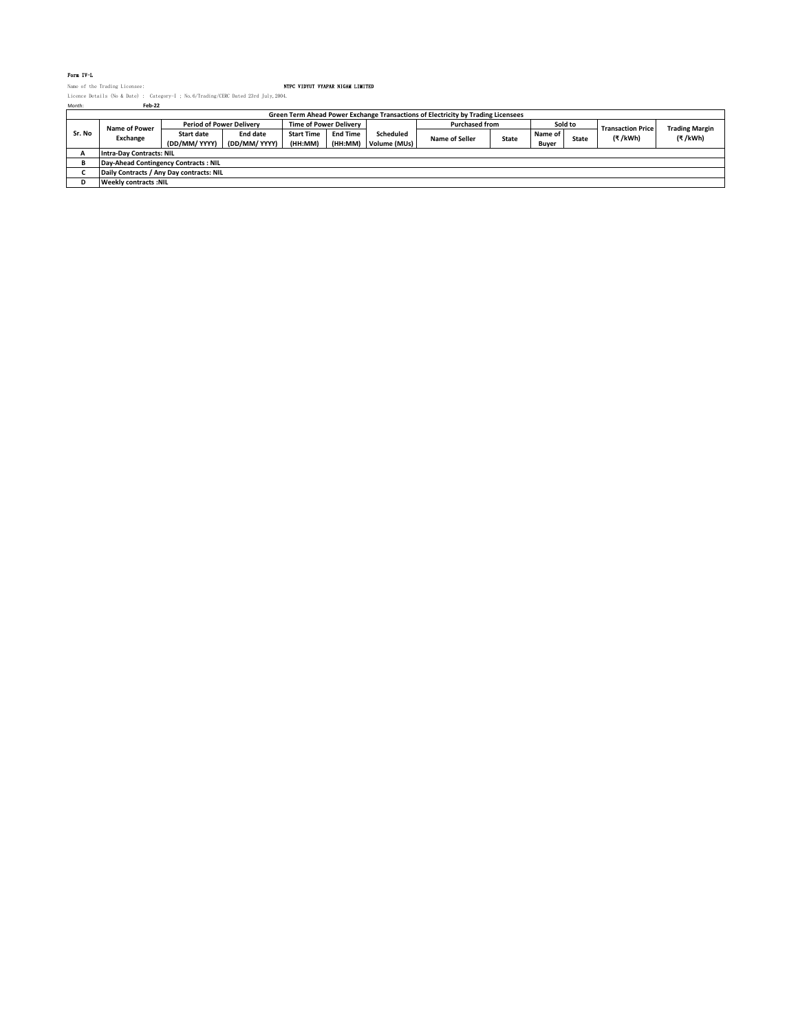Form IV-L

Name of the Trading Licensee: NTPC VIDYUT VYAPAR NIGAM LIMITED

Licence Details (No & Date) : Category-I ; No.6/Trading/CERC Dated 23rd July,2004.

Month: Feb-22

| Green Term Ahead Power Exchange Transactions of Electricity by Trading Licensees | | | | | | | | | | | | | |
|---|---|---|---|---|---|---|---|---|---|---|---|---|---|
| Sr. No | Name of Power Exchange | Period of Power Delivery | | Time of Power Delivery | | Scheduled Volume (MUs) | Purchased from | | Sold to | | Transaction Price (₹ /kWh) | Trading Margin (₹ /kWh) |
| | | Start date (DD/MM/ YYYY) | End date (DD/MM/ YYYY) | Start Time (HH:MM) | End Time (HH:MM) | | Name of Seller | State | Name of Buyer | State | | |
| A | Intra-Day Contracts: NIL | | | | | | | | | | | |
| B | Day-Ahead Contingency Contracts : NIL | | | | | | | | | | | |
| C | Daily Contracts / Any Day contracts: NIL | | | | | | | | | | | |
| D | Weekly contracts :NIL | | | | | | | | | | | |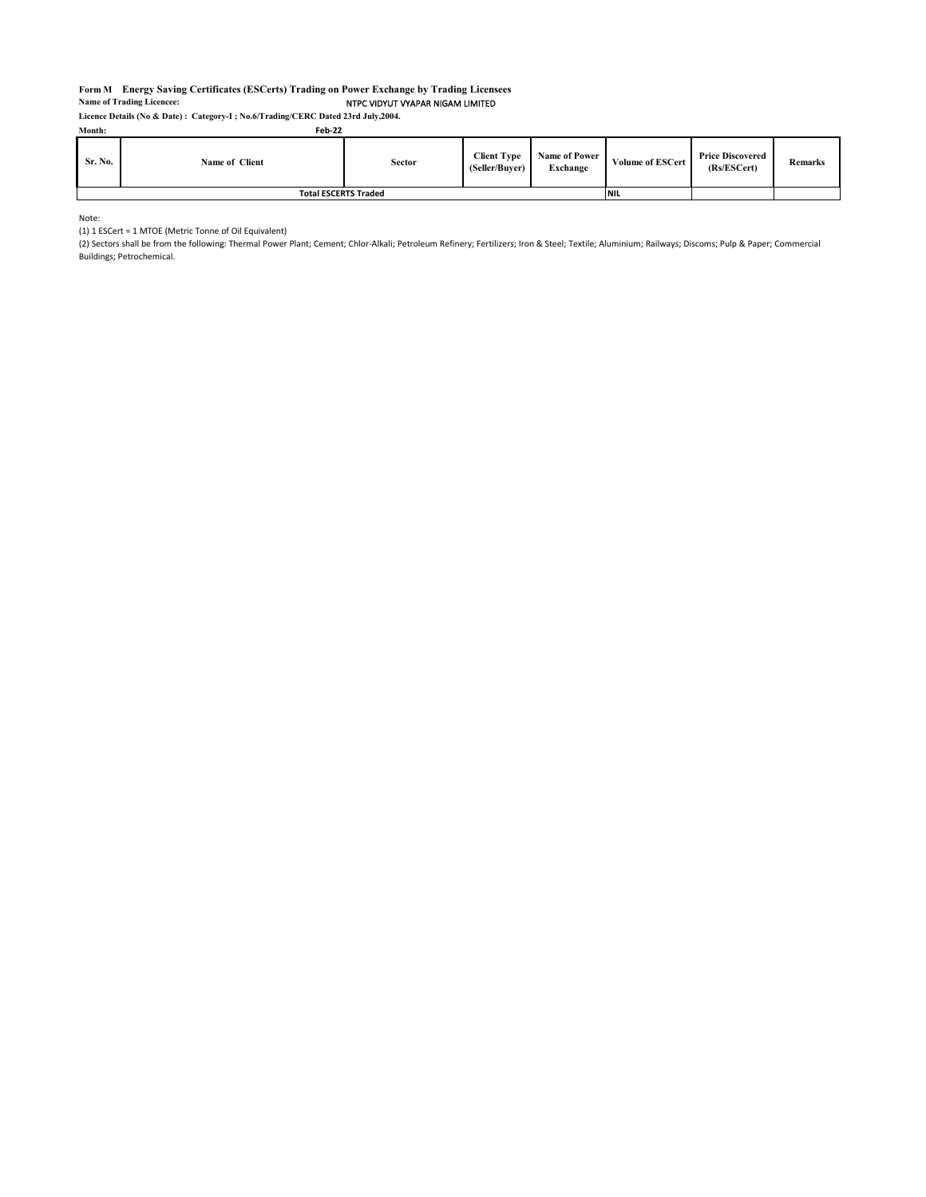**Form M Energy Saving Certificates (ESCerts) Trading on Power Exchange by Trading Licensees**

**Name of Trading Licencee:** NTPC VIDYUT VYAPAR NIGAM LIMITED

**Licence Details (No & Date) : Category-I ; No.6/Trading/CERC Dated 23rd July,2004.**

**Month:** **Feb-22**

| Sr. No. | Name of Client | Sector | Client Type (Seller/Buyer) | Name of Power Exchange | Volume of ESCert | Price Discovered (Rs/ESCert) | Remarks |
|---|---|---|---|---|---|---|---|
| Total ESCERTS Traded | | | | | NIL | | |

Note:

(1) 1 ESCert = 1 MTOE (Metric Tonne of Oil Equivalent)

(2) Sectors shall be from the following: Thermal Power Plant; Cement; Chlor-Alkali; Petroleum Refinery; Fertilizers; Iron & Steel; Textile; Aluminium; Railways; Discoms; Pulp & Paper; Commercial Buildings; Petrochemical.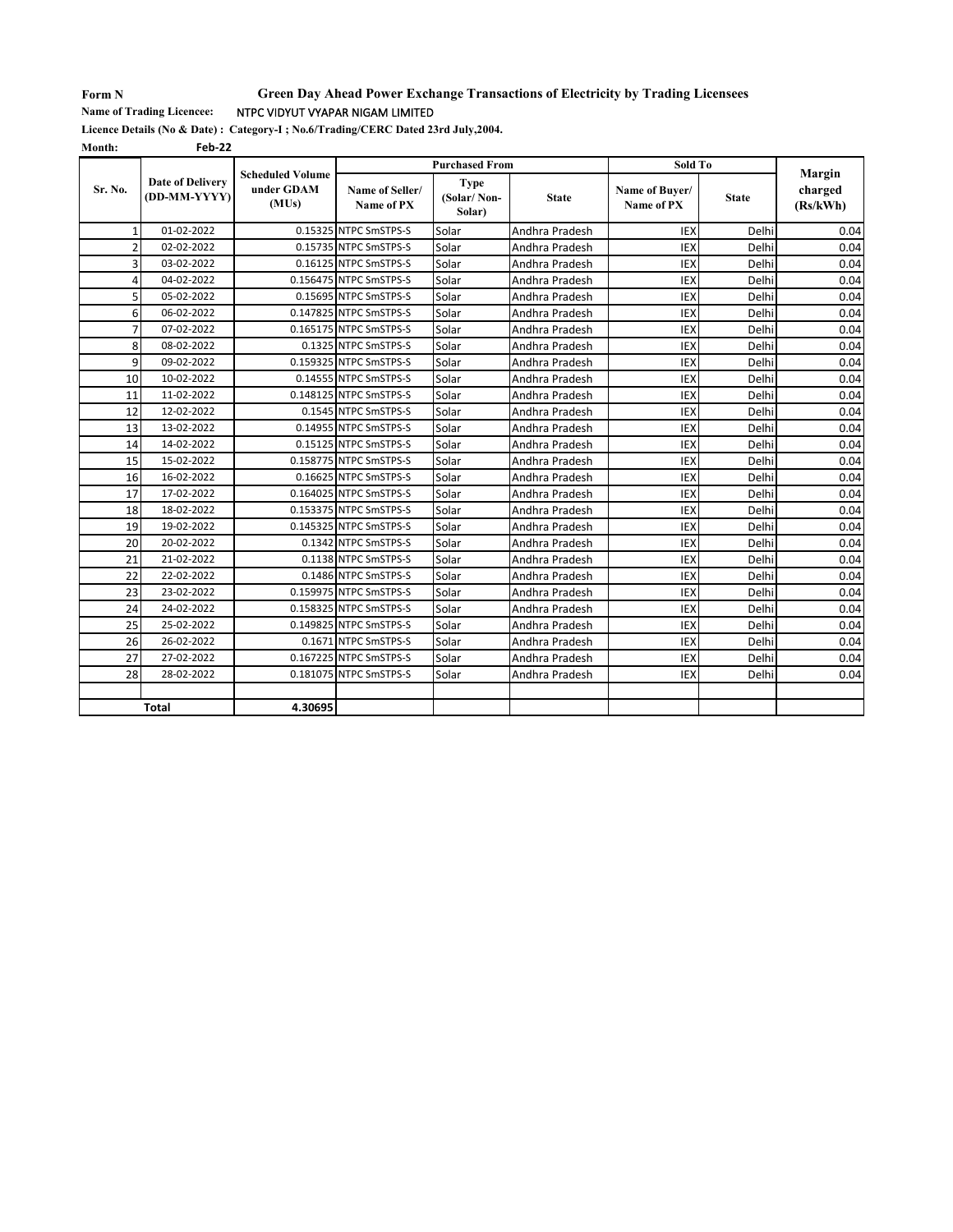**Form N** **Green Day Ahead Power Exchange Transactions of Electricity by Trading Licensees**

**Name of Trading Licencee:** NTPC VIDYUT VYAPAR NIGAM LIMITED

**Licence Details (No & Date) : Category-I ; No.6/Trading/CERC Dated 23rd July,2004.**

**Month:** Feb-22

| Sr. No. | Date of Delivery (DD-MM-YYYY) | Scheduled Volume under GDAM (MUs) | Purchased From | | | Sold To | | Margin charged (Rs/kWh) |
|---|---|---|---|---|---|---|---|---|
| | | | Name of Seller/ Name of PX | Type (Solar/ Non-Solar) | State | Name of Buyer/ Name of PX | State | |
| 1 | 01-02-2022 | 0.15325 | NTPC SmSTPS-S | Solar | Andhra Pradesh | IEX | Delhi | 0.04 |
| 2 | 02-02-2022 | 0.15735 | NTPC SmSTPS-S | Solar | Andhra Pradesh | IEX | Delhi | 0.04 |
| 3 | 03-02-2022 | 0.16125 | NTPC SmSTPS-S | Solar | Andhra Pradesh | IEX | Delhi | 0.04 |
| 4 | 04-02-2022 | 0.156475 | NTPC SmSTPS-S | Solar | Andhra Pradesh | IEX | Delhi | 0.04 |
| 5 | 05-02-2022 | 0.15695 | NTPC SmSTPS-S | Solar | Andhra Pradesh | IEX | Delhi | 0.04 |
| 6 | 06-02-2022 | 0.147825 | NTPC SmSTPS-S | Solar | Andhra Pradesh | IEX | Delhi | 0.04 |
| 7 | 07-02-2022 | 0.165175 | NTPC SmSTPS-S | Solar | Andhra Pradesh | IEX | Delhi | 0.04 |
| 8 | 08-02-2022 | 0.1325 | NTPC SmSTPS-S | Solar | Andhra Pradesh | IEX | Delhi | 0.04 |
| 9 | 09-02-2022 | 0.159325 | NTPC SmSTPS-S | Solar | Andhra Pradesh | IEX | Delhi | 0.04 |
| 10 | 10-02-2022 | 0.14555 | NTPC SmSTPS-S | Solar | Andhra Pradesh | IEX | Delhi | 0.04 |
| 11 | 11-02-2022 | 0.148125 | NTPC SmSTPS-S | Solar | Andhra Pradesh | IEX | Delhi | 0.04 |
| 12 | 12-02-2022 | 0.1545 | NTPC SmSTPS-S | Solar | Andhra Pradesh | IEX | Delhi | 0.04 |
| 13 | 13-02-2022 | 0.14955 | NTPC SmSTPS-S | Solar | Andhra Pradesh | IEX | Delhi | 0.04 |
| 14 | 14-02-2022 | 0.15125 | NTPC SmSTPS-S | Solar | Andhra Pradesh | IEX | Delhi | 0.04 |
| 15 | 15-02-2022 | 0.158775 | NTPC SmSTPS-S | Solar | Andhra Pradesh | IEX | Delhi | 0.04 |
| 16 | 16-02-2022 | 0.16625 | NTPC SmSTPS-S | Solar | Andhra Pradesh | IEX | Delhi | 0.04 |
| 17 | 17-02-2022 | 0.164025 | NTPC SmSTPS-S | Solar | Andhra Pradesh | IEX | Delhi | 0.04 |
| 18 | 18-02-2022 | 0.153375 | NTPC SmSTPS-S | Solar | Andhra Pradesh | IEX | Delhi | 0.04 |
| 19 | 19-02-2022 | 0.145325 | NTPC SmSTPS-S | Solar | Andhra Pradesh | IEX | Delhi | 0.04 |
| 20 | 20-02-2022 | 0.1342 | NTPC SmSTPS-S | Solar | Andhra Pradesh | IEX | Delhi | 0.04 |
| 21 | 21-02-2022 | 0.1138 | NTPC SmSTPS-S | Solar | Andhra Pradesh | IEX | Delhi | 0.04 |
| 22 | 22-02-2022 | 0.1486 | NTPC SmSTPS-S | Solar | Andhra Pradesh | IEX | Delhi | 0.04 |
| 23 | 23-02-2022 | 0.159975 | NTPC SmSTPS-S | Solar | Andhra Pradesh | IEX | Delhi | 0.04 |
| 24 | 24-02-2022 | 0.158325 | NTPC SmSTPS-S | Solar | Andhra Pradesh | IEX | Delhi | 0.04 |
| 25 | 25-02-2022 | 0.149825 | NTPC SmSTPS-S | Solar | Andhra Pradesh | IEX | Delhi | 0.04 |
| 26 | 26-02-2022 | 0.1671 | NTPC SmSTPS-S | Solar | Andhra Pradesh | IEX | Delhi | 0.04 |
| 27 | 27-02-2022 | 0.167225 | NTPC SmSTPS-S | Solar | Andhra Pradesh | IEX | Delhi | 0.04 |
| 28 | 28-02-2022 | 0.181075 | NTPC SmSTPS-S | Solar | Andhra Pradesh | IEX | Delhi | 0.04 |
| | | | | | | | | |
| **Total** | | **4.30695** | | | | | | |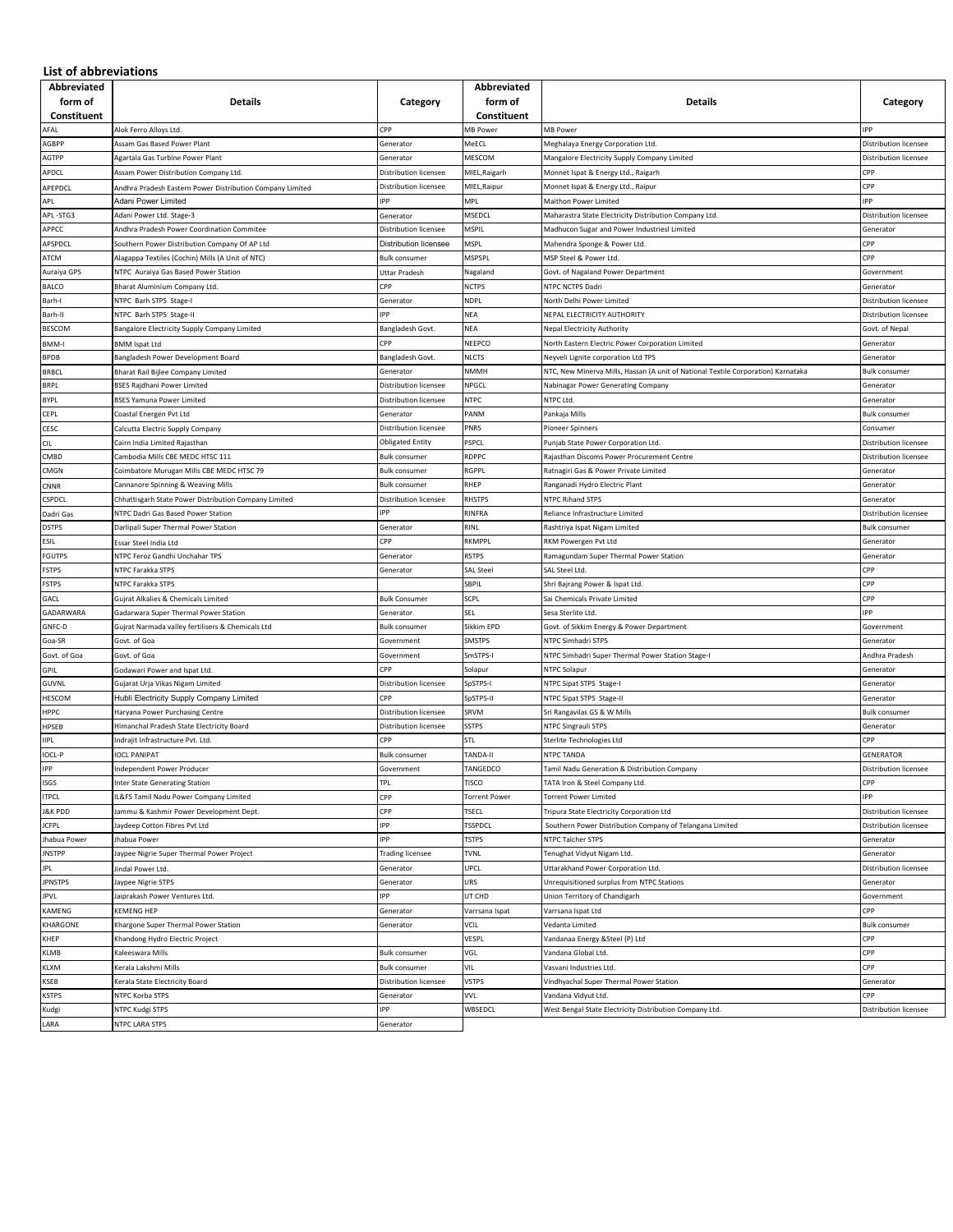## List of abbreviations

| Abbreviated form of Constituent | Details | Category | Abbreviated form of Constituent | Details | Category |
|---|---|---|---|---|---|
| AFAL | Alok Ferro Alloys Ltd. | CPP | MB Power | MB Power | IPP |
| AGBPP | Assam Gas Based Power Plant | Generator | MeECL | Meghalaya Energy Corporation Ltd. | Distribution licensee |
| AGTPP | Agartala Gas Turbine Power Plant | Generator | MESCOM | Mangalore Electricity Supply Company Limited | Distribution licensee |
| APDCL | Assam Power Distribution Company Ltd. | Distribution licensee | MIEL,Raigarh | Monnet Ispat & Energy Ltd., Raigarh | CPP |
| APEPDCL | Andhra Pradesh Eastern Power Distribution Company Limited | Distribution licensee | MIEL,Raipur | Monnet Ispat & Energy Ltd., Raipur | CPP |
| APL | Adani Power Limited | IPP | MPL | Maithon Power Limited | IPP |
| APL -STG3 | Adani Power Ltd. Stage-3 | Generator | MSEDCL | Maharastra State Electricity Distribution Company Ltd. | Distribution licensee |
| APPCC | Andhra Pradesh Power Coordination Commitee | Distribution licensee | MSPIL | Madhucon Sugar and Power Industriesl Limited | Generator |
| APSPDCL | Southern Power Distribution Company Of AP Ltd | Distribution licensee | MSPL | Mahendra Sponge & Power Ltd. | CPP |
| ATCM | Alagappa Textiles (Cochin) Mills (A Unit of NTC) | Bulk consumer | MSPSPL | MSP Steel & Power Ltd. | CPP |
| Auraiya GPS | NTPC Auraiya Gas Based Power Station | Uttar Pradesh | Nagaland | Govt. of Nagaland Power Department | Government |
| BALCO | Bharat Aluminium Company Ltd. | CPP | NCTPS | NTPC NCTPS Dadri | Generator |
| Barh-I | NTPC Barh STPS Stage-I | Generator | NDPL | North Delhi Power Limited | Distribution licensee |
| Barh-II | NTPC Barh STPS Stage-II | IPP | NEA | NEPAL ELECTRICITY AUTHORITY | Distribution licensee |
| BESCOM | Bangalore Electricity Supply Company Limited | Bangladesh Govt. | NEA | Nepal Electricity Authority | Govt. of Nepal |
| BMM-I | BMM Ispat Ltd | CPP | NEEPCO | North Eastern Electric Power Corporation Limited | Generator |
| BPDB | Bangladesh Power Development Board | Bangladesh Govt. | NLCTS | Neyveli Lignite corporation Ltd TPS | Generator |
| BRBCL | Bharat Rail Bijlee Company Limited | Generator | NMMH | NTC, New Minerva Mills, Hassan (A unit of National Textile Corporation) Karnataka | Bulk consumer |
| BRPL | BSES Rajdhani Power Limited | Distribution licensee | NPGCL | Nabinagar Power Generating Company | Generator |
| BYPL | BSES Yamuna Power Limited | Distribution licensee | NTPC | NTPC Ltd. | Generator |
| CEPL | Coastal Energen Pvt Ltd | Generator | PANM | Pankaja Mills | Bulk consumer |
| CESC | Calcutta Electric Supply Company | Distribution licensee | PNRS | Pioneer Spinners | Consumer |
| CIL | Cairn India Limited Rajasthan | Obligated Entity | PSPCL | Punjab State Power Corporation Ltd. | Distribution licensee |
| CMBD | Cambodia Mills CBE MEDC HTSC 111 | Bulk consumer | RDPPC | Rajasthan Discoms Power Procurement Centre | Distribution licensee |
| CMGN | Coimbatore Murugan Mills CBE MEDC HTSC 79 | Bulk consumer | RGPPL | Ratnagiri Gas & Power Private Limited | Generator |
| CNNR | Cannanore Spinning & Weaving Mills | Bulk consumer | RHEP | Ranganadi Hydro Electric Plant | Generator |
| CSPDCL | Chhattisgarh State Power Distribution Company Limited | Distribution licensee | RHSTPS | NTPC Rihand STPS | Generator |
| Dadri Gas | NTPC Dadri Gas Based Power Station | IPP | RINFRA | Reliance Infrastructure Limited | Distribution licensee |
| DSTPS | Darlipali Super Thermal Power Station | Generator | RINL | Rashtriya Ispat Nigam Limited | Bulk consumer |
| ESIL | Essar Steel India Ltd | CPP | RKMPPL | RKM Powergen Pvt Ltd | Generator |
| FGUTPS | NTPC Feroz Gandhi Unchahar TPS | Generator | RSTPS | Ramagundam Super Thermal Power Station | Generator |
| FSTPS | NTPC Farakka STPS | Generator | SAL Steel | SAL Steel Ltd. | CPP |
| FSTPS | NTPC Farakka STPS | | SBPIL | Shri Bajrang Power & Ispat Ltd. | CPP |
| GACL | Gujrat Alkalies & Chemicals Limited | Bulk Consumer | SCPL | Sai Chemicals Private Limited | CPP |
| GADARWARA | Gadarwara Super Thermal Power Station | Generator | SEL | Sesa Sterlite Ltd. | IPP |
| GNFC-D | Gujrat Narmada valley fertilisers & Chemicals Ltd | Bulk consumer | Sikkim EPD | Govt. of Sikkim Energy & Power Department | Government |
| Goa-SR | Govt. of Goa | Government | SMSTPS | NTPC Simhadri STPS | Generator |
| Govt. of Goa | Govt. of Goa | Government | SmSTPS-I | NTPC Simhadri Super Thermal Power Station Stage-I | Andhra Pradesh |
| GPIL | Godawari Power and Ispat Ltd. | CPP | Solapur | NTPC Solapur | Generator |
| GUVNL | Gujarat Urja Vikas Nigam Limited | Distribution licensee | SpSTPS-I | NTPC Sipat STPS Stage-I | Generator |
| HESCOM | Hubli Electricity Supply Company Limited | CPP | SpSTPS-II | NTPC Sipat STPS Stage-II | Generator |
| HPPC | Haryana Power Purchasing Centre | Distribution licensee | SRVM | Sri Rangavilas GS & W Mills | Bulk consumer |
| HPSEB | Himanchal Pradesh State Electricity Board | Distribution licensee | SSTPS | NTPC Singrauli STPS | Generator |
| IIPL | Indrajit Infrastructure Pvt. Ltd. | CPP | STL | Sterlite Technologies Ltd | CPP |
| IOCL-P | IOCL PANIPAT | Bulk consumer | TANDA-II | NTPC TANDA | GENERATOR |
| IPP | Independent Power Producer | Government | TANGEDCO | Tamil Nadu Generation & Distribution Company | Distribution licensee |
| ISGS | Inter State Generating Station | TPL | TISCO | TATA Iron & Steel Company Ltd. | CPP |
| ITPCL | IL&FS Tamil Nadu Power Company Limited | CPP | Torrent Power | Torrent Power Limited | IPP |
| J&K PDD | Jammu & Kashmir Power Development Dept. | CPP | TSECL | Tripura State Electricity Corporation Ltd | Distribution licensee |
| JCFPL | Jaydeep Cotton Fibres Pvt Ltd | IPP | TSSPDCL | Southern Power Distribution Company of Telangana Limited | Distribution licensee |
| Jhabua Power | Jhabua Power | IPP | TSTPS | NTPC Talcher STPS | Generator |
| JNSTPP | Jaypee Nigrie Super Thermal Power Project | Trading licensee | TVNL | Tenughat Vidyut Nigam Ltd. | Generator |
| JPL | Jindal Power Ltd. | Generator | UPCL | Uttarakhand Power Corporation Ltd. | Distribution licensee |
| JPNSTPS | Jaypee Nigrie STPS | Generator | URS | Unrequisitioned surplus from NTPC Stations | Generator |
| JPVL | Jaiprakash Power Ventures Ltd. | IPP | UT CHD | Union Territory of Chandigarh | Government |
| KAMENG | KEMENG HEP | Generator | Varrsana Ispat | Varrsana Ispat Ltd | CPP |
| KHARGONE | Khargone Super Thermal Power Station | Generator | VCIL | Vedanta Limited | Bulk consumer |
| KHEP | Khandong Hydro Electric Project | | VESPL | Vandanaa Energy &Steel (P) Ltd | CPP |
| KLMB | Kaleeswara Mills | Bulk consumer | VGL | Vandana Global Ltd. | CPP |
| KLXM | Kerala Lakshmi Mills | Bulk consumer | VIL | Vasvani Industries Ltd. | CPP |
| KSEB | Kerala State Electricity Board | Distribution licensee | VSTPS | Vindhyachal Super Thermal Power Station | Generator |
| KSTPS | NTPC Korba STPS | Generator | VVL | Vandana Vidyut Ltd. | CPP |
| Kudgi | NTPC Kudgi STPS | IPP | WBSEDCL | West Bengal State Electricity Distribution Company Ltd. | Distribution licensee |
| LARA | NTPC LARA STPS | Generator | | | |